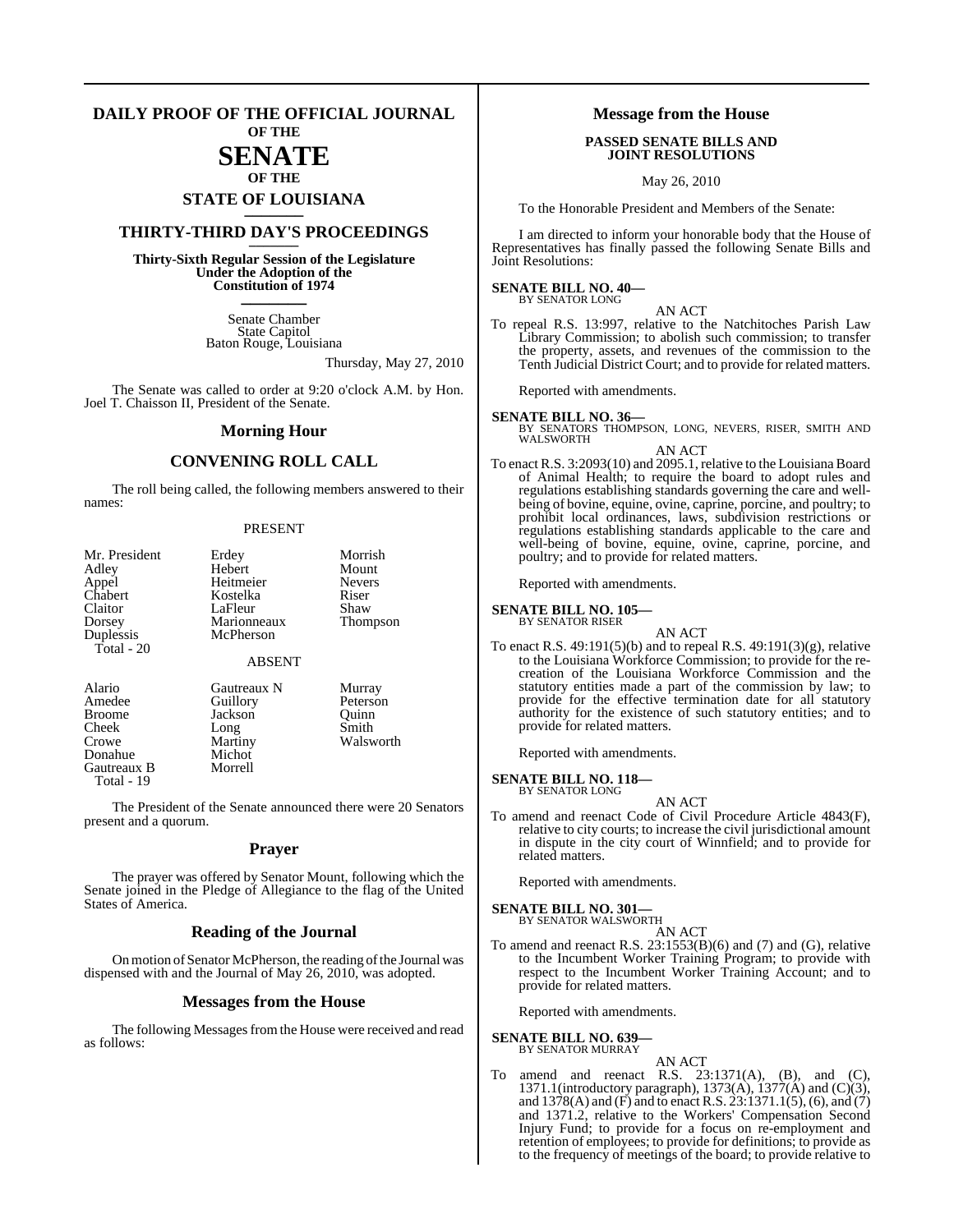# DAILY PROOF OF THE OFFICIAL JOURNAL OF THE SENATE OF THE STATE OF LOUISIANA

## THIRTY-THIRD DAY'S PROCEEDINGS

**Thirty-Sixth Regular Session of the Legislature Under the Adoption of the Constitution of 1974**

Senate Chamber
State Capitol
Baton Rouge, Louisiana

Thursday, May 27, 2010

The Senate was called to order at 9:20 o'clock A.M. by Hon. Joel T. Chaisson II, President of the Senate.

## Morning Hour

## CONVENING ROLL CALL

The roll being called, the following members answered to their names:

PRESENT

| | | |
|---|---|---|
| Mr. President | Erdey | Morrish |
| Adley | Hebert | Mount |
| Appel | Heitmeier | Nevers |
| Chabert | Kostelka | Riser |
| Claitor | LaFleur | Shaw |
| Dorsey | Marionneaux | Thompson |
| Duplessis | McPherson | |

Total - 20

ABSENT

| | | |
|---|---|---|
| Alario | Gautreaux N | Murray |
| Amedee | Guillory | Peterson |
| Broome | Jackson | Quinn |
| Cheek | Long | Smith |
| Crowe | Martiny | Walsworth |
| Donahue | Michot | |
| Gautreaux B | Morrell | |

Total - 19

The President of the Senate announced there were 20 Senators present and a quorum.

## Prayer

The prayer was offered by Senator Mount, following which the Senate joined in the Pledge of Allegiance to the flag of the United States of America.

## Reading of the Journal

On motion of Senator McPherson, the reading of the Journal was dispensed with and the Journal of May 26, 2010, was adopted.

## Messages from the House

The following Messages from the House were received and read as follows:

## Message from the House

**PASSED SENATE BILLS AND JOINT RESOLUTIONS**

May 26, 2010

To the Honorable President and Members of the Senate:

I am directed to inform your honorable body that the House of Representatives has finally passed the following Senate Bills and Joint Resolutions:

**SENATE BILL NO. 40—**
BY SENATOR LONG

AN ACT

To repeal R.S. 13:997, relative to the Natchitoches Parish Law Library Commission; to abolish such commission; to transfer the property, assets, and revenues of the commission to the Tenth Judicial District Court; and to provide for related matters.

Reported with amendments.

**SENATE BILL NO. 36—**
BY SENATORS THOMPSON, LONG, NEVERS, RISER, SMITH AND WALSWORTH

AN ACT

To enact R.S. 3:2093(10) and 2095.1, relative to the Louisiana Board of Animal Health; to require the board to adopt rules and regulations establishing standards governing the care and well-being of bovine, equine, ovine, caprine, porcine, and poultry; to prohibit local ordinances, laws, subdivision restrictions or regulations establishing standards applicable to the care and well-being of bovine, equine, ovine, caprine, porcine, and poultry; and to provide for related matters.

Reported with amendments.

**SENATE BILL NO. 105—**
BY SENATOR RISER

AN ACT

To enact R.S. 49:191(5)(b) and to repeal R.S. 49:191(3)(g), relative to the Louisiana Workforce Commission; to provide for the re-creation of the Louisiana Workforce Commission and the statutory entities made a part of the commission by law; to provide for the effective termination date for all statutory authority for the existence of such statutory entities; and to provide for related matters.

Reported with amendments.

**SENATE BILL NO. 118—**
BY SENATOR LONG

AN ACT

To amend and reenact Code of Civil Procedure Article 4843(F), relative to city courts; to increase the civil jurisdictional amount in dispute in the city court of Winnfield; and to provide for related matters.

Reported with amendments.

**SENATE BILL NO. 301—**
BY SENATOR WALSWORTH

AN ACT

To amend and reenact R.S. 23:1553(B)(6) and (7) and (G), relative to the Incumbent Worker Training Program; to provide with respect to the Incumbent Worker Training Account; and to provide for related matters.

Reported with amendments.

**SENATE BILL NO. 639—**
BY SENATOR MURRAY

AN ACT

To amend and reenact R.S. 23:1371(A), (B), and (C), 1371.1(introductory paragraph), 1373(A), 1377(A) and (C)(3), and 1378(A) and (F) and to enact R.S. 23:1371.1(5), (6), and (7) and 1371.2, relative to the Workers' Compensation Second Injury Fund; to provide for a focus on re-employment and retention of employees; to provide for definitions; to provide as to the frequency of meetings of the board; to provide relative to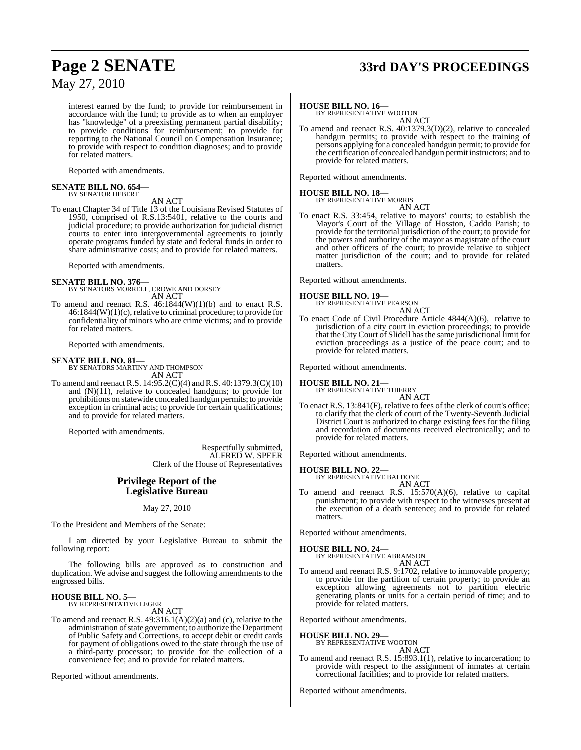interest earned by the fund; to provide for reimbursement in accordance with the fund; to provide as to when an employer has "knowledge" of a preexisting permanent partial disability; to provide conditions for reimbursement; to provide for reporting to the National Council on Compensation Insurance; to provide with respect to condition diagnoses; and to provide for related matters.

Reported with amendments.

**SENATE BILL NO. 654—**
BY SENATOR HEBERT

AN ACT

To enact Chapter 34 of Title 13 of the Louisiana Revised Statutes of 1950, comprised of R.S.13:5401, relative to the courts and judicial procedure; to provide authorization for judicial district courts to enter into intergovernmental agreements to jointly operate programs funded by state and federal funds in order to share administrative costs; and to provide for related matters.

Reported with amendments.

**SENATE BILL NO. 376—**
BY SENATORS MORRELL, CROWE AND DORSEY

AN ACT

To amend and reenact R.S. 46:1844(W)(1)(b) and to enact R.S. 46:1844(W)(1)(c), relative to criminal procedure; to provide for confidentiality of minors who are crime victims; and to provide for related matters.

Reported with amendments.

**SENATE BILL NO. 81—**
BY SENATORS MARTINY AND THOMPSON

AN ACT

To amend and reenact R.S. 14:95.2(C)(4) and R.S. 40:1379.3(C)(10) and (N)(11), relative to concealed handguns; to provide for prohibitions on statewide concealed handgun permits; to provide exception in criminal acts; to provide for certain qualifications; and to provide for related matters.

Reported with amendments.

Respectfully submitted,
ALFRED W. SPEER
Clerk of the House of Representatives

## Privilege Report of the Legislative Bureau

May 27, 2010

To the President and Members of the Senate:

I am directed by your Legislative Bureau to submit the following report:

The following bills are approved as to construction and duplication. We advise and suggest the following amendments to the engrossed bills.

**HOUSE BILL NO. 5—**
BY REPRESENTATIVE LEGER

AN ACT

To amend and reenact R.S. 49:316.1(A)(2)(a) and (c), relative to the administration of state government; to authorize the Department of Public Safety and Corrections, to accept debit or credit cards for payment of obligations owed to the state through the use of a third-party processor; to provide for the collection of a convenience fee; and to provide for related matters.

Reported without amendments.

**HOUSE BILL NO. 16—**
BY REPRESENTATIVE WOOTON

AN ACT

To amend and reenact R.S. 40:1379.3(D)(2), relative to concealed handgun permits; to provide with respect to the training of persons applying for a concealed handgun permit; to provide for the certification of concealed handgun permit instructors; and to provide for related matters.

Reported without amendments.

**HOUSE BILL NO. 18—**
BY REPRESENTATIVE MORRIS

AN ACT

To enact R.S. 33:454, relative to mayors' courts; to establish the Mayor's Court of the Village of Hosston, Caddo Parish; to provide for the territorial jurisdiction of the court; to provide for the powers and authority of the mayor as magistrate of the court and other officers of the court; to provide relative to subject matter jurisdiction of the court; and to provide for related matters.

Reported without amendments.

**HOUSE BILL NO. 19—**
BY REPRESENTATIVE PEARSON

AN ACT

To enact Code of Civil Procedure Article 4844(A)(6), relative to jurisdiction of a city court in eviction proceedings; to provide that the City Court of Slidell has the same jurisdictional limit for eviction proceedings as a justice of the peace court; and to provide for related matters.

Reported without amendments.

**HOUSE BILL NO. 21—**
BY REPRESENTATIVE THIERRY

AN ACT

To enact R.S. 13:841(F), relative to fees of the clerk of court's office; to clarify that the clerk of court of the Twenty-Seventh Judicial District Court is authorized to charge existing fees for the filing and recordation of documents received electronically; and to provide for related matters.

Reported without amendments.

**HOUSE BILL NO. 22—**
BY REPRESENTATIVE BALDONE

AN ACT

To amend and reenact R.S. 15:570(A)(6), relative to capital punishment; to provide with respect to the witnesses present at the execution of a death sentence; and to provide for related matters.

Reported without amendments.

**HOUSE BILL NO. 24—**
BY REPRESENTATIVE ABRAMSON

AN ACT

To amend and reenact R.S. 9:1702, relative to immovable property; to provide for the partition of certain property; to provide an exception allowing agreements not to partition electric generating plants or units for a certain period of time; and to provide for related matters.

Reported without amendments.

**HOUSE BILL NO. 29—**
BY REPRESENTATIVE WOOTON

AN ACT

To amend and reenact R.S. 15:893.1(1), relative to incarceration; to provide with respect to the assignment of inmates at certain correctional facilities; and to provide for related matters.

Reported without amendments.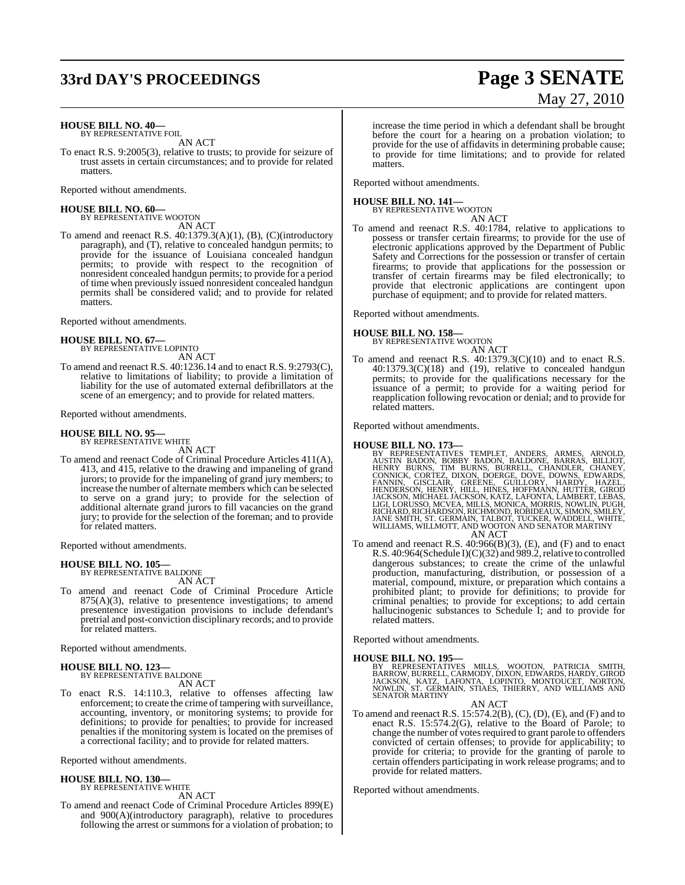**HOUSE BILL NO. 40—**
BY REPRESENTATIVE FOIL

AN ACT

To enact R.S. 9:2005(3), relative to trusts; to provide for seizure of trust assets in certain circumstances; and to provide for related matters.

Reported without amendments.

**HOUSE BILL NO. 60—**
BY REPRESENTATIVE WOOTON

AN ACT

To amend and reenact R.S. 40:1379.3(A)(1), (B), (C)(introductory paragraph), and (T), relative to concealed handgun permits; to provide for the issuance of Louisiana concealed handgun permits; to provide with respect to the recognition of nonresident concealed handgun permits; to provide for a period of time when previously issued nonresident concealed handgun permits shall be considered valid; and to provide for related matters.

Reported without amendments.

**HOUSE BILL NO. 67—**
BY REPRESENTATIVE LOPINTO

AN ACT

To amend and reenact R.S. 40:1236.14 and to enact R.S. 9:2793(C), relative to limitations of liability; to provide a limitation of liability for the use of automated external defibrillators at the scene of an emergency; and to provide for related matters.

Reported without amendments.

**HOUSE BILL NO. 95—**
BY REPRESENTATIVE WHITE

AN ACT

To amend and reenact Code of Criminal Procedure Articles 411(A), 413, and 415, relative to the drawing and impaneling of grand jurors; to provide for the impaneling of grand jury members; to increase the number of alternate members which can be selected to serve on a grand jury; to provide for the selection of additional alternate grand jurors to fill vacancies on the grand jury; to provide for the selection of the foreman; and to provide for related matters.

Reported without amendments.

**HOUSE BILL NO. 105—**
BY REPRESENTATIVE BALDONE

AN ACT

To amend and reenact Code of Criminal Procedure Article 875(A)(3), relative to presentence investigations; to amend presentence investigation provisions to include defendant's pretrial and post-conviction disciplinary records; and to provide for related matters.

Reported without amendments.

**HOUSE BILL NO. 123—**
BY REPRESENTATIVE BALDONE

AN ACT

To enact R.S. 14:110.3, relative to offenses affecting law enforcement; to create the crime of tampering with surveillance, accounting, inventory, or monitoring systems; to provide for definitions; to provide for penalties; to provide for increased penalties if the monitoring system is located on the premises of a correctional facility; and to provide for related matters.

Reported without amendments.

**HOUSE BILL NO. 130—**
BY REPRESENTATIVE WHITE

AN ACT

To amend and reenact Code of Criminal Procedure Articles 899(E) and 900(A)(introductory paragraph), relative to procedures following the arrest or summons for a violation of probation; to increase the time period in which a defendant shall be brought before the court for a hearing on a probation violation; to provide for the use of affidavits in determining probable cause; to provide for time limitations; and to provide for related matters.

Reported without amendments.

**HOUSE BILL NO. 141—**
BY REPRESENTATIVE WOOTON

AN ACT

To amend and reenact R.S. 40:1784, relative to applications to possess or transfer certain firearms; to provide for the use of electronic applications approved by the Department of Public Safety and Corrections for the possession or transfer of certain firearms; to provide that applications for the possession or transfer of certain firearms may be filed electronically; to provide that electronic applications are contingent upon purchase of equipment; and to provide for related matters.

Reported without amendments.

**HOUSE BILL NO. 158—**
BY REPRESENTATIVE WOOTON

AN ACT

To amend and reenact R.S. 40:1379.3(C)(10) and to enact R.S. 40:1379.3(C)(18) and (19), relative to concealed handgun permits; to provide for the qualifications necessary for the issuance of a permit; to provide for a waiting period for reapplication following revocation or denial; and to provide for related matters.

Reported without amendments.

**HOUSE BILL NO. 173—**
BY REPRESENTATIVES TEMPLET, ANDERS, ARMES, ARNOLD, AUSTIN BADON, BOBBY BADON, BALDONE, BARRAS, BILLIOT, HENRY BURNS, TIM BURNS, BURRELL, CHANDLER, CHANEY, CONNICK, CORTEZ, DIXON, DOERGE, DOVE, DOWNS, EDWARDS, FANNIN, GISCLAIR, GREENE, GUILLORY, HARDY, HAZEL, HENDERSON, HENRY, HILL, HINES, HOFFMANN, HUTTER, GIROD JACKSON, MICHAEL JACKSON, KATZ, LAFONTA, LAMBERT, LEBAS, LIGI, LORUSSO, MCVEA, MILLS, MONICA, MORRIS, NOWLIN, PUGH, RICHARD, RICHARDSON, RICHMOND, ROBIDEAUX, SIMON, SMILEY, JANE SMITH, ST. GERMAIN, TALBOT, TUCKER, WADDELL, WHITE, WILLIAMS, WILLMOTT, AND WOOTON AND SENATOR MARTINY

AN ACT

To amend and reenact R.S. 40:966(B)(3), (E), and (F) and to enact R.S. 40:964(Schedule I)(C)(32) and 989.2, relative to controlled dangerous substances; to create the crime of the unlawful production, manufacturing, distribution, or possession of a material, compound, mixture, or preparation which contains a prohibited plant; to provide for definitions; to provide for criminal penalties; to provide for exceptions; to add certain hallucinogenic substances to Schedule I; and to provide for related matters.

Reported without amendments.

**HOUSE BILL NO. 195—**
BY REPRESENTATIVES MILLS, WOOTON, PATRICIA SMITH, BARROW, BURRELL, CARMODY, DIXON, EDWARDS, HARDY, GIROD JACKSON, KATZ, LAFONTA, LOPINTO, MONTOUCET, NORTON, NOWLIN, ST. GERMAIN, STIAES, THIERRY, AND WILLIAMS AND SENATOR MARTINY

AN ACT

To amend and reenact R.S. 15:574.2(B), (C), (D), (E), and (F) and to enact R.S. 15:574.2(G), relative to the Board of Parole; to change the number of votes required to grant parole to offenders convicted of certain offenses; to provide for applicability; to provide for criteria; to provide for the granting of parole to certain offenders participating in work release programs; and to provide for related matters.

Reported without amendments.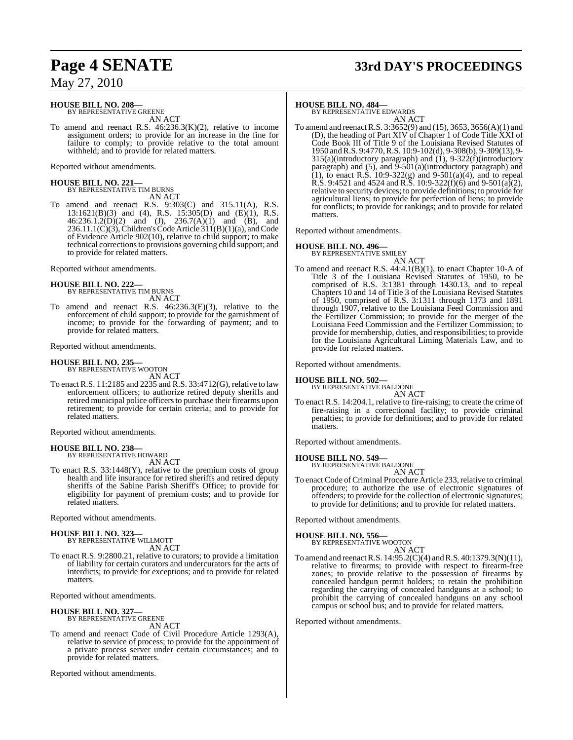**HOUSE BILL NO. 208—**
BY REPRESENTATIVE GREENE

AN ACT

To amend and reenact R.S. 46:236.3(K)(2), relative to income assignment orders; to provide for an increase in the fine for failure to comply; to provide relative to the total amount withheld; and to provide for related matters.

Reported without amendments.

**HOUSE BILL NO. 221—**
BY REPRESENTATIVE TIM BURNS

AN ACT

To amend and reenact R.S. 9:303(C) and 315.11(A), R.S. 13:1621(B)(3) and (4), R.S. 15:305(D) and (E)(1), R.S. 46:236.1.2(D)(2) and (J), 236.7(A)(1) and (B), and 236.11.1(C)(3), Children's Code Article 311(B)(1)(a), and Code of Evidence Article 902(10), relative to child support; to make technical corrections to provisions governing child support; and to provide for related matters.

Reported without amendments.

**HOUSE BILL NO. 222—**
BY REPRESENTATIVE TIM BURNS

AN ACT

To amend and reenact R.S. 46:236.3(E)(3), relative to the enforcement of child support; to provide for the garnishment of income; to provide for the forwarding of payment; and to provide for related matters.

Reported without amendments.

**HOUSE BILL NO. 235—**
BY REPRESENTATIVE WOOTON

AN ACT

To enact R.S. 11:2185 and 2235 and R.S. 33:4712(G), relative to law enforcement officers; to authorize retired deputy sheriffs and retired municipal police officers to purchase their firearms upon retirement; to provide for certain criteria; and to provide for related matters.

Reported without amendments.

**HOUSE BILL NO. 238—**
BY REPRESENTATIVE HOWARD

AN ACT

To enact R.S. 33:1448(Y), relative to the premium costs of group health and life insurance for retired sheriffs and retired deputy sheriffs of the Sabine Parish Sheriff's Office; to provide for eligibility for payment of premium costs; and to provide for related matters.

Reported without amendments.

**HOUSE BILL NO. 323—**
BY REPRESENTATIVE WILLMOTT

AN ACT

To enact R.S. 9:2800.21, relative to curators; to provide a limitation of liability for certain curators and undercurators for the acts of interdicts; to provide for exceptions; and to provide for related matters.

Reported without amendments.

**HOUSE BILL NO. 327—**
BY REPRESENTATIVE GREENE

AN ACT

To amend and reenact Code of Civil Procedure Article 1293(A), relative to service of process; to provide for the appointment of a private process server under certain circumstances; and to provide for related matters.

Reported without amendments.

**HOUSE BILL NO. 484—**
BY REPRESENTATIVE EDWARDS

AN ACT

To amend and reenact R.S. 3:3652(9) and (15), 3653, 3656(A)(1) and (D), the heading of Part XIV of Chapter 1 of Code Title XXI of Code Book III of Title 9 of the Louisiana Revised Statutes of 1950 and R.S. 9:4770, R.S. 10:9-102(d), 9-308(b), 9-309(13), 9-315(a)(introductory paragraph) and (1), 9-322(f)(introductory paragraph) and (5), and 9-501(a)(introductory paragraph) and (1), to enact R.S. 10:9-322(g) and 9-501(a)(4), and to repeal R.S. 9:4521 and 4524 and R.S. 10:9-322(f)(6) and 9-501(a)(2), relative to security devices; to provide definitions; to provide for agricultural liens; to provide for perfection of liens; to provide for conflicts; to provide for rankings; and to provide for related matters.

Reported without amendments.

**HOUSE BILL NO. 496—**
BY REPRESENTATIVE SMILEY

AN ACT

To amend and reenact R.S. 44:4.1(B)(1), to enact Chapter 10-A of Title 3 of the Louisiana Revised Statutes of 1950, to be comprised of R.S. 3:1381 through 1430.13, and to repeal Chapters 10 and 14 of Title 3 of the Louisiana Revised Statutes of 1950, comprised of R.S. 3:1311 through 1373 and 1891 through 1907, relative to the Louisiana Feed Commission and the Fertilizer Commission; to provide for the merger of the Louisiana Feed Commission and the Fertilizer Commission; to provide for membership, duties, and responsibilities; to provide for the Louisiana Agricultural Liming Materials Law, and to provide for related matters.

Reported without amendments.

**HOUSE BILL NO. 502—**
BY REPRESENTATIVE BALDONE

AN ACT

To enact R.S. 14:204.1, relative to fire-raising; to create the crime of fire-raising in a correctional facility; to provide criminal penalties; to provide for definitions; and to provide for related matters.

Reported without amendments.

**HOUSE BILL NO. 549—**
BY REPRESENTATIVE BALDONE

AN ACT

To enact Code of Criminal Procedure Article 233, relative to criminal procedure; to authorize the use of electronic signatures of offenders; to provide for the collection of electronic signatures; to provide for definitions; and to provide for related matters.

Reported without amendments.

**HOUSE BILL NO. 556—**
BY REPRESENTATIVE WOOTON

AN ACT

To amend and reenact R.S. 14:95.2(C)(4) and R.S. 40:1379.3(N)(11), relative to firearms; to provide with respect to firearm-free zones; to provide relative to the possession of firearms by concealed handgun permit holders; to retain the prohibition regarding the carrying of concealed handguns at a school; to prohibit the carrying of concealed handguns on any school campus or school bus; and to provide for related matters.

Reported without amendments.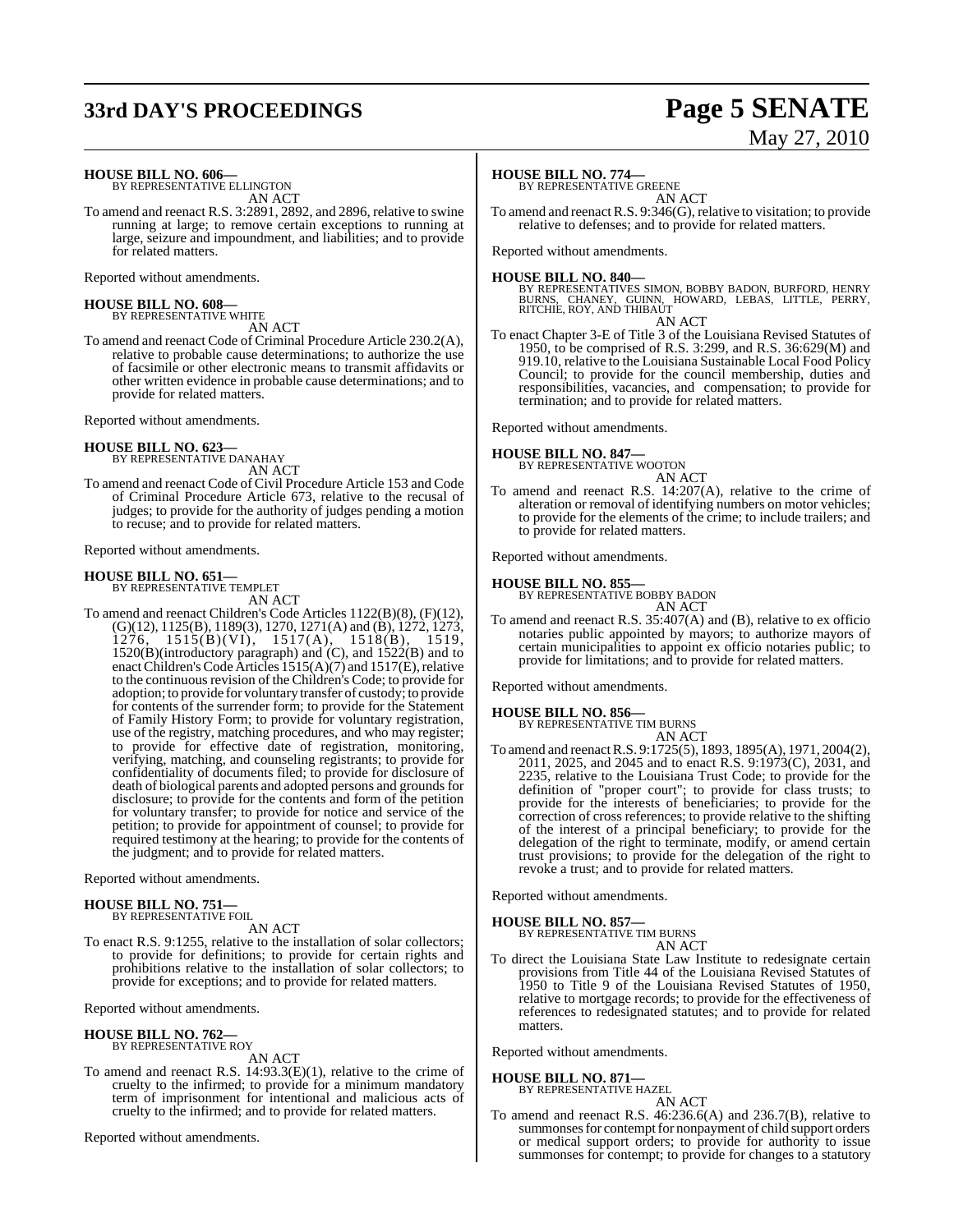**HOUSE BILL NO. 606—**
BY REPRESENTATIVE ELLINGTON

AN ACT

To amend and reenact R.S. 3:2891, 2892, and 2896, relative to swine running at large; to remove certain exceptions to running at large, seizure and impoundment, and liabilities; and to provide for related matters.

Reported without amendments.

**HOUSE BILL NO. 608—**
BY REPRESENTATIVE WHITE

AN ACT

To amend and reenact Code of Criminal Procedure Article 230.2(A), relative to probable cause determinations; to authorize the use of facsimile or other electronic means to transmit affidavits or other written evidence in probable cause determinations; and to provide for related matters.

Reported without amendments.

**HOUSE BILL NO. 623—**
BY REPRESENTATIVE DANAHAY

AN ACT

To amend and reenact Code of Civil Procedure Article 153 and Code of Criminal Procedure Article 673, relative to the recusal of judges; to provide for the authority of judges pending a motion to recuse; and to provide for related matters.

Reported without amendments.

**HOUSE BILL NO. 651—**
BY REPRESENTATIVE TEMPLET

AN ACT

To amend and reenact Children's Code Articles 1122(B)(8), (F)(12), (G)(12), 1125(B), 1189(3), 1270, 1271(A) and (B), 1272, 1273, 1276, 1515(B)(VI), 1517(A), 1518(B), 1519, 1520(B)(introductory paragraph) and (C), and 1522(B) and to enact Children's Code Articles 1515(A)(7) and 1517(E), relative to the continuous revision of the Children's Code; to provide for adoption; to provide for voluntary transfer of custody; to provide for contents of the surrender form; to provide for the Statement of Family History Form; to provide for voluntary registration, use of the registry, matching procedures, and who may register; to provide for effective date of registration, monitoring, verifying, matching, and counseling registrants; to provide for confidentiality of documents filed; to provide for disclosure of death of biological parents and adopted persons and grounds for disclosure; to provide for the contents and form of the petition for voluntary transfer; to provide for notice and service of the petition; to provide for appointment of counsel; to provide for required testimony at the hearing; to provide for the contents of the judgment; and to provide for related matters.

Reported without amendments.

**HOUSE BILL NO. 751—**
BY REPRESENTATIVE FOIL

AN ACT

To enact R.S. 9:1255, relative to the installation of solar collectors; to provide for definitions; to provide for certain rights and prohibitions relative to the installation of solar collectors; to provide for exceptions; and to provide for related matters.

Reported without amendments.

**HOUSE BILL NO. 762—**
BY REPRESENTATIVE ROY

AN ACT

To amend and reenact R.S. 14:93.3(E)(1), relative to the crime of cruelty to the infirmed; to provide for a minimum mandatory term of imprisonment for intentional and malicious acts of cruelty to the infirmed; and to provide for related matters.

Reported without amendments.

**HOUSE BILL NO. 774—**
BY REPRESENTATIVE GREENE

AN ACT

To amend and reenact R.S. 9:346(G), relative to visitation; to provide relative to defenses; and to provide for related matters.

Reported without amendments.

**HOUSE BILL NO. 840—**
BY REPRESENTATIVES SIMON, BOBBY BADON, BURFORD, HENRY BURNS, CHANEY, GUINN, HOWARD, LEBAS, LITTLE, PERRY, RITCHIE, ROY, AND THIBAUT

AN ACT

To enact Chapter 3-E of Title 3 of the Louisiana Revised Statutes of 1950, to be comprised of R.S. 3:299, and R.S. 36:629(M) and 919.10, relative to the Louisiana Sustainable Local Food Policy Council; to provide for the council membership, duties and responsibilities, vacancies, and compensation; to provide for termination; and to provide for related matters.

Reported without amendments.

**HOUSE BILL NO. 847—**
BY REPRESENTATIVE WOOTON

AN ACT

To amend and reenact R.S. 14:207(A), relative to the crime of alteration or removal of identifying numbers on motor vehicles; to provide for the elements of the crime; to include trailers; and to provide for related matters.

Reported without amendments.

**HOUSE BILL NO. 855—**
BY REPRESENTATIVE BOBBY BADON

AN ACT

To amend and reenact R.S. 35:407(A) and (B), relative to ex officio notaries public appointed by mayors; to authorize mayors of certain municipalities to appoint ex officio notaries public; to provide for limitations; and to provide for related matters.

Reported without amendments.

**HOUSE BILL NO. 856—**
BY REPRESENTATIVE TIM BURNS

AN ACT

To amend and reenact R.S. 9:1725(5), 1893, 1895(A), 1971, 2004(2), 2011, 2025, and 2045 and to enact R.S. 9:1973(C), 2031, and 2235, relative to the Louisiana Trust Code; to provide for the definition of "proper court"; to provide for class trusts; to provide for the interests of beneficiaries; to provide for the correction of cross references; to provide relative to the shifting of the interest of a principal beneficiary; to provide for the delegation of the right to terminate, modify, or amend certain trust provisions; to provide for the delegation of the right to revoke a trust; and to provide for related matters.

Reported without amendments.

**HOUSE BILL NO. 857—**
BY REPRESENTATIVE TIM BURNS

AN ACT

To direct the Louisiana State Law Institute to redesignate certain provisions from Title 44 of the Louisiana Revised Statutes of 1950 to Title 9 of the Louisiana Revised Statutes of 1950, relative to mortgage records; to provide for the effectiveness of references to redesignated statutes; and to provide for related matters.

Reported without amendments.

**HOUSE BILL NO. 871—**
BY REPRESENTATIVE HAZEL

AN ACT

To amend and reenact R.S. 46:236.6(A) and 236.7(B), relative to summonses for contempt for nonpayment of child support orders or medical support orders; to provide for authority to issue summonses for contempt; to provide for changes to a statutory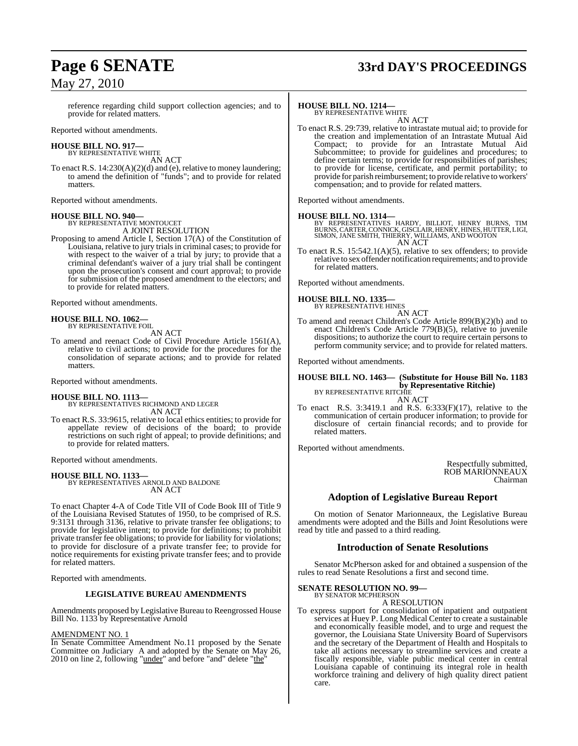reference regarding child support collection agencies; and to provide for related matters.

Reported without amendments.

**HOUSE BILL NO. 917—**
BY REPRESENTATIVE WHITE
AN ACT

To enact R.S. 14:230(A)(2)(d) and (e), relative to money laundering; to amend the definition of "funds"; and to provide for related matters.

Reported without amendments.

**HOUSE BILL NO. 940—**
BY REPRESENTATIVE MONTOUCET
A JOINT RESOLUTION

Proposing to amend Article I, Section 17(A) of the Constitution of Louisiana, relative to jury trials in criminal cases; to provide for with respect to the waiver of a trial by jury; to provide that a criminal defendant's waiver of a jury trial shall be contingent upon the prosecution's consent and court approval; to provide for submission of the proposed amendment to the electors; and to provide for related matters.

Reported without amendments.

**HOUSE BILL NO. 1062—**
BY REPRESENTATIVE FOIL
AN ACT

To amend and reenact Code of Civil Procedure Article 1561(A), relative to civil actions; to provide for the procedures for the consolidation of separate actions; and to provide for related matters.

Reported without amendments.

**HOUSE BILL NO. 1113—**
BY REPRESENTATIVES RICHMOND AND LEGER
AN ACT

To enact R.S. 33:9615, relative to local ethics entities; to provide for appellate review of decisions of the board; to provide restrictions on such right of appeal; to provide definitions; and to provide for related matters.

Reported without amendments.

**HOUSE BILL NO. 1133—**
BY REPRESENTATIVES ARNOLD AND BALDONE
AN ACT

To enact Chapter 4-A of Code Title VII of Code Book III of Title 9 of the Louisiana Revised Statutes of 1950, to be comprised of R.S. 9:3131 through 3136, relative to private transfer fee obligations; to provide for legislative intent; to provide for definitions; to prohibit private transfer fee obligations; to provide for liability for violations; to provide for disclosure of a private transfer fee; to provide for notice requirements for existing private transfer fees; and to provide for related matters.

Reported with amendments.

**LEGISLATIVE BUREAU AMENDMENTS**

Amendments proposed by Legislative Bureau to Reengrossed House Bill No. 1133 by Representative Arnold

AMENDMENT NO. 1

In Senate Committee Amendment No.11 proposed by the Senate Committee on Judiciary A and adopted by the Senate on May 26, 2010 on line 2, following "under" and before "and" delete "the"

**HOUSE BILL NO. 1214—**
BY REPRESENTATIVE WHITE
AN ACT

To enact R.S. 29:739, relative to intrastate mutual aid; to provide for the creation and implementation of an Intrastate Mutual Aid Compact; to provide for an Intrastate Mutual Aid Subcommittee; to provide for guidelines and procedures; to define certain terms; to provide for responsibilities of parishes; to provide for license, certificate, and permit portability; to provide for parish reimbursement; to provide relative to workers' compensation; and to provide for related matters.

Reported without amendments.

**HOUSE BILL NO. 1314—**
BY REPRESENTATIVES HARDY, BILLIOT, HENRY BURNS, TIM BURNS, CARTER, CONNICK, GISCLAIR, HENRY, HINES, HUTTER, LIGI, SIMON, JANE SMITH, THIERRY, WILLIAMS, AND WOOTON
AN ACT

To enact R.S. 15:542.1(A)(5), relative to sex offenders; to provide relative to sex offender notification requirements; and to provide for related matters.

Reported without amendments.

**HOUSE BILL NO. 1335—**
BY REPRESENTATIVE HINES
AN ACT

To amend and reenact Children's Code Article 899(B)(2)(b) and to enact Children's Code Article 779(B)(5), relative to juvenile dispositions; to authorize the court to require certain persons to perform community service; and to provide for related matters.

Reported without amendments.

**HOUSE BILL NO. 1463— (Substitute for House Bill No. 1183 by Representative Ritchie)**
BY REPRESENTATIVE RITCHIE
AN ACT

To enact R.S. 3:3419.1 and R.S. 6:333(F)(17), relative to the communication of certain producer information; to provide for disclosure of certain financial records; and to provide for related matters.

Reported without amendments.

Respectfully submitted,
ROB MARIONNEAUX
Chairman

## Adoption of Legislative Bureau Report

On motion of Senator Marionneaux, the Legislative Bureau amendments were adopted and the Bills and Joint Resolutions were read by title and passed to a third reading.

## Introduction of Senate Resolutions

Senator McPherson asked for and obtained a suspension of the rules to read Senate Resolutions a first and second time.

**SENATE RESOLUTION NO. 99—**
BY SENATOR MCPHERSON
A RESOLUTION

To express support for consolidation of inpatient and outpatient services at Huey P. Long Medical Center to create a sustainable and economically feasible model, and to urge and request the governor, the Louisiana State University Board of Supervisors and the secretary of the Department of Health and Hospitals to take all actions necessary to streamline services and create a fiscally responsible, viable public medical center in central Louisiana capable of continuing its integral role in health workforce training and delivery of high quality direct patient care.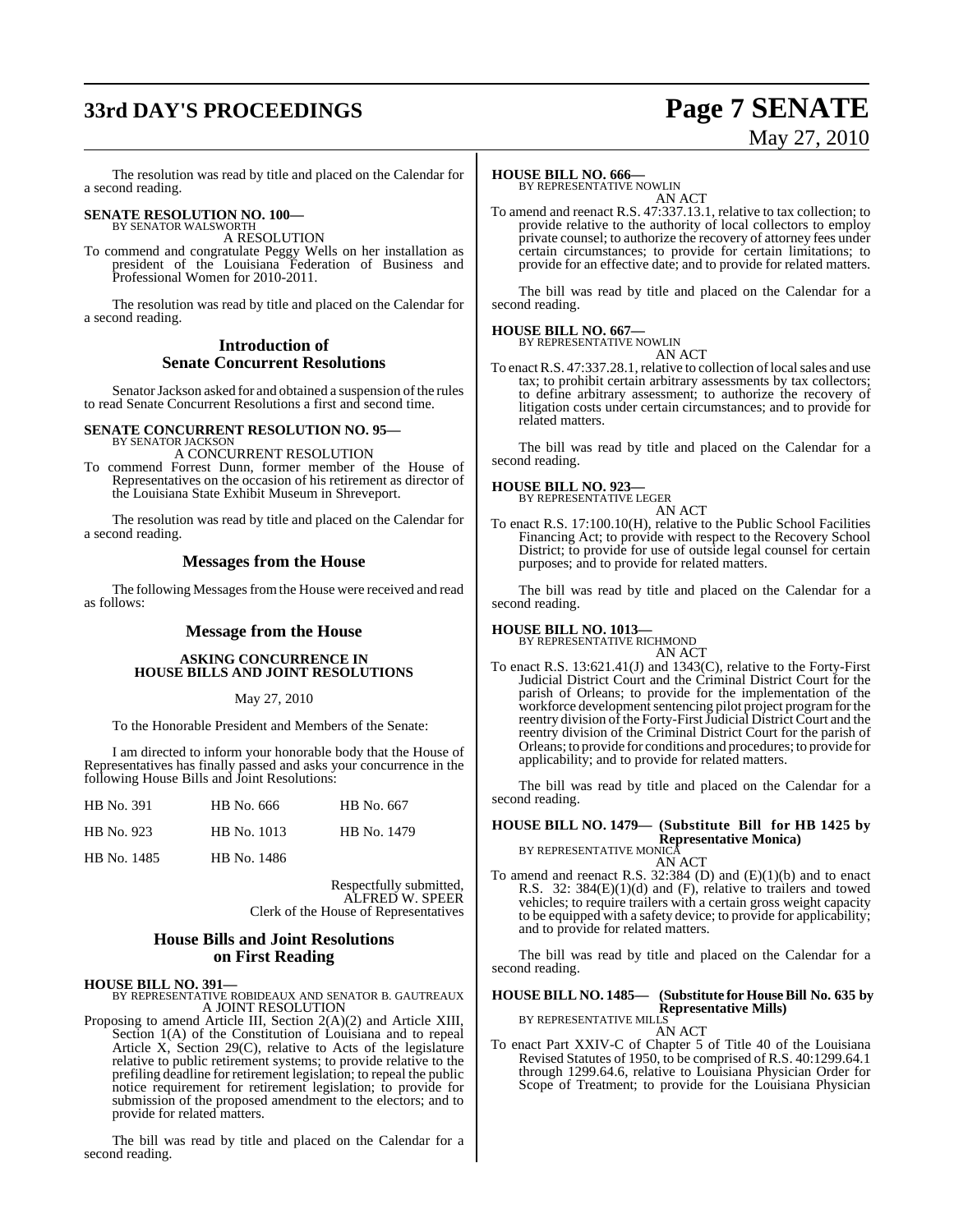The resolution was read by title and placed on the Calendar for a second reading.

**SENATE RESOLUTION NO. 100—**
BY SENATOR WALSWORTH

A RESOLUTION

To commend and congratulate Peggy Wells on her installation as president of the Louisiana Federation of Business and Professional Women for 2010-2011.

The resolution was read by title and placed on the Calendar for a second reading.

## Introduction of Senate Concurrent Resolutions

Senator Jackson asked for and obtained a suspension of the rules to read Senate Concurrent Resolutions a first and second time.

**SENATE CONCURRENT RESOLUTION NO. 95—**
BY SENATOR JACKSON

A CONCURRENT RESOLUTION

To commend Forrest Dunn, former member of the House of Representatives on the occasion of his retirement as director of the Louisiana State Exhibit Museum in Shreveport.

The resolution was read by title and placed on the Calendar for a second reading.

## Messages from the House

The following Messages from the House were received and read as follows:

## Message from the House

**ASKING CONCURRENCE IN HOUSE BILLS AND JOINT RESOLUTIONS**

May 27, 2010

To the Honorable President and Members of the Senate:

I am directed to inform your honorable body that the House of Representatives has finally passed and asks your concurrence in the following House Bills and Joint Resolutions:

| | | |
|---|---|---|
| HB No. 391 | HB No. 666 | HB No. 667 |
| HB No. 923 | HB No. 1013 | HB No. 1479 |
| HB No. 1485 | HB No. 1486 | |

Respectfully submitted,
ALFRED W. SPEER
Clerk of the House of Representatives

## House Bills and Joint Resolutions on First Reading

**HOUSE BILL NO. 391—**
BY REPRESENTATIVE ROBIDEAUX AND SENATOR B. GAUTREAUX

A JOINT RESOLUTION

Proposing to amend Article III, Section 2(A)(2) and Article XIII, Section 1(A) of the Constitution of Louisiana and to repeal Article X, Section 29(C), relative to Acts of the legislature relative to public retirement systems; to provide relative to the prefiling deadline for retirement legislation; to repeal the public notice requirement for retirement legislation; to provide for submission of the proposed amendment to the electors; and to provide for related matters.

The bill was read by title and placed on the Calendar for a second reading.

**HOUSE BILL NO. 666—**
BY REPRESENTATIVE NOWLIN

AN ACT

To amend and reenact R.S. 47:337.13.1, relative to tax collection; to provide relative to the authority of local collectors to employ private counsel; to authorize the recovery of attorney fees under certain circumstances; to provide for certain limitations; to provide for an effective date; and to provide for related matters.

The bill was read by title and placed on the Calendar for a second reading.

**HOUSE BILL NO. 667—**
BY REPRESENTATIVE NOWLIN

AN ACT

To enact R.S. 47:337.28.1, relative to collection of local sales and use tax; to prohibit certain arbitrary assessments by tax collectors; to define arbitrary assessment; to authorize the recovery of litigation costs under certain circumstances; and to provide for related matters.

The bill was read by title and placed on the Calendar for a second reading.

**HOUSE BILL NO. 923—**
BY REPRESENTATIVE LEGER

AN ACT

To enact R.S. 17:100.10(H), relative to the Public School Facilities Financing Act; to provide with respect to the Recovery School District; to provide for use of outside legal counsel for certain purposes; and to provide for related matters.

The bill was read by title and placed on the Calendar for a second reading.

**HOUSE BILL NO. 1013—**
BY REPRESENTATIVE RICHMOND

AN ACT

To enact R.S. 13:621.41(J) and 1343(C), relative to the Forty-First Judicial District Court and the Criminal District Court for the parish of Orleans; to provide for the implementation of the workforce development sentencing pilot project program for the reentry division of the Forty-First Judicial District Court and the reentry division of the Criminal District Court for the parish of Orleans; to provide for conditions and procedures; to provide for applicability; and to provide for related matters.

The bill was read by title and placed on the Calendar for a second reading.

**HOUSE BILL NO. 1479— (Substitute Bill for HB 1425 by Representative Monica)**
BY REPRESENTATIVE MONICA

AN ACT

To amend and reenact R.S. 32:384 (D) and (E)(1)(b) and to enact R.S. 32: 384(E)(1)(d) and (F), relative to trailers and towed vehicles; to require trailers with a certain gross weight capacity to be equipped with a safety device; to provide for applicability; and to provide for related matters.

The bill was read by title and placed on the Calendar for a second reading.

**HOUSE BILL NO. 1485— (Substitute for House Bill No. 635 by Representative Mills)**
BY REPRESENTATIVE MILLS

AN ACT

To enact Part XXIV-C of Chapter 5 of Title 40 of the Louisiana Revised Statutes of 1950, to be comprised of R.S. 40:1299.64.1 through 1299.64.6, relative to Louisiana Physician Order for Scope of Treatment; to provide for the Louisiana Physician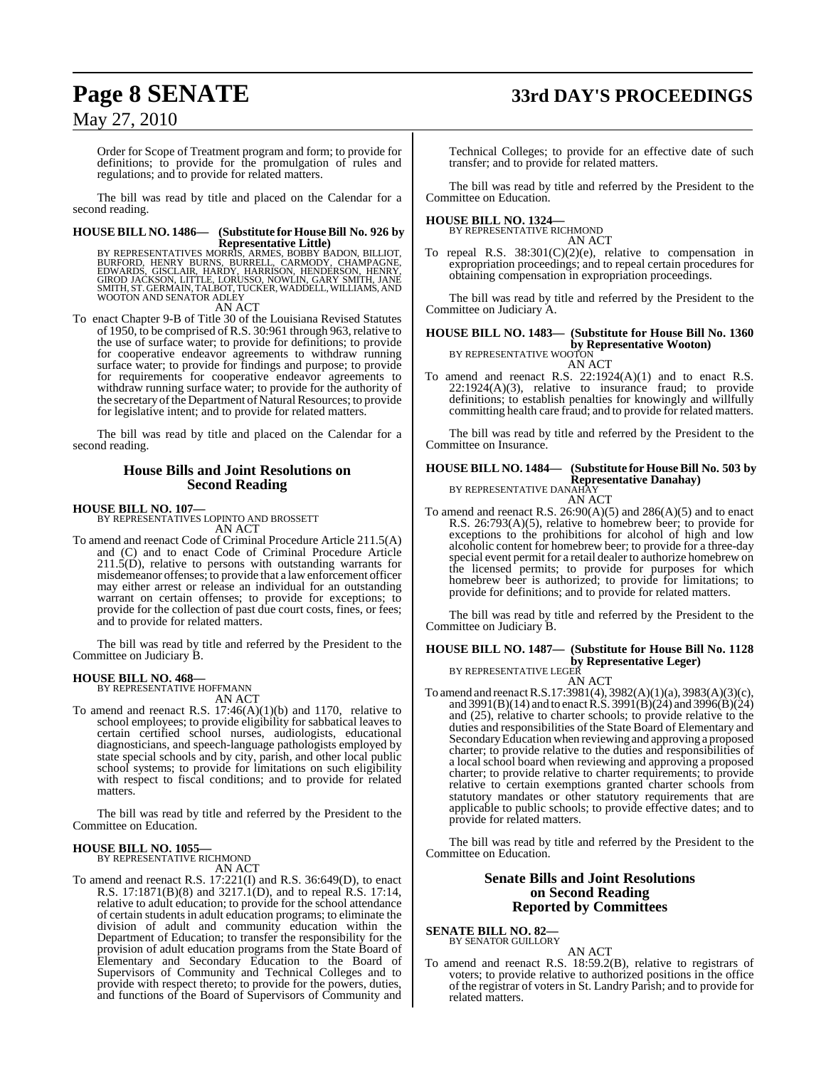Order for Scope of Treatment program and form; to provide for definitions; to provide for the promulgation of rules and regulations; and to provide for related matters.

The bill was read by title and placed on the Calendar for a second reading.

**HOUSE BILL NO. 1486— (Substitute for House Bill No. 926 by Representative Little)**

BY REPRESENTATIVES MORRIS, ARMES, BOBBY BADON, BILLIOT, BURFORD, HENRY BURNS, BURRELL, CARMODY, CHAMPAGNE, EDWARDS, GISCLAIR, HARDY, HARRISON, HENDERSON, HENRY, GIROD JACKSON, LITTLE, LORUSSO, NOWLIN, GARY SMITH, JANE SMITH, ST. GERMAIN, TALBOT, TUCKER, WADDELL, WILLIAMS, AND WOOTON AND SENATOR ADLEY

AN ACT

To enact Chapter 9-B of Title 30 of the Louisiana Revised Statutes of 1950, to be comprised of R.S. 30:961 through 963, relative to the use of surface water; to provide for definitions; to provide for cooperative endeavor agreements to withdraw running surface water; to provide for findings and purpose; to provide for requirements for cooperative endeavor agreements to withdraw running surface water; to provide for the authority of the secretary of the Department of Natural Resources; to provide for legislative intent; and to provide for related matters.

The bill was read by title and placed on the Calendar for a second reading.

## House Bills and Joint Resolutions on Second Reading

**HOUSE BILL NO. 107—**

BY REPRESENTATIVES LOPINTO AND BROSSETT

AN ACT

To amend and reenact Code of Criminal Procedure Article 211.5(A) and (C) and to enact Code of Criminal Procedure Article 211.5(D), relative to persons with outstanding warrants for misdemeanor offenses; to provide that a law enforcement officer may either arrest or release an individual for an outstanding warrant on certain offenses; to provide for exceptions; to provide for the collection of past due court costs, fines, or fees; and to provide for related matters.

The bill was read by title and referred by the President to the Committee on Judiciary B.

**HOUSE BILL NO. 468—**

BY REPRESENTATIVE HOFFMANN

AN ACT

To amend and reenact R.S. 17:46(A)(1)(b) and 1170, relative to school employees; to provide eligibility for sabbatical leaves to certain certified school nurses, audiologists, educational diagnosticians, and speech-language pathologists employed by state special schools and by city, parish, and other local public school systems; to provide for limitations on such eligibility with respect to fiscal conditions; and to provide for related matters.

The bill was read by title and referred by the President to the Committee on Education.

**HOUSE BILL NO. 1055—**

BY REPRESENTATIVE RICHMOND

AN ACT

To amend and reenact R.S. 17:221(I) and R.S. 36:649(D), to enact R.S. 17:1871(B)(8) and 3217.1(D), and to repeal R.S. 17:14, relative to adult education; to provide for the school attendance of certain students in adult education programs; to eliminate the division of adult and community education within the Department of Education; to transfer the responsibility for the provision of adult education programs from the State Board of Elementary and Secondary Education to the Board of Supervisors of Community and Technical Colleges and to provide with respect thereto; to provide for the powers, duties, and functions of the Board of Supervisors of Community and Technical Colleges; to provide for an effective date of such transfer; and to provide for related matters.

The bill was read by title and referred by the President to the Committee on Education.

**HOUSE BILL NO. 1324—**

BY REPRESENTATIVE RICHMOND

AN ACT

To repeal R.S. 38:301(C)(2)(e), relative to compensation in expropriation proceedings; and to repeal certain procedures for obtaining compensation in expropriation proceedings.

The bill was read by title and referred by the President to the Committee on Judiciary A.

**HOUSE BILL NO. 1483— (Substitute for House Bill No. 1360 by Representative Wooton)**

BY REPRESENTATIVE WOOTON

AN ACT

To amend and reenact R.S. 22:1924(A)(1) and to enact R.S. 22:1924(A)(3), relative to insurance fraud; to provide definitions; to establish penalties for knowingly and willfully committing health care fraud; and to provide for related matters.

The bill was read by title and referred by the President to the Committee on Insurance.

**HOUSE BILL NO. 1484— (Substitute for House Bill No. 503 by Representative Danahay)**

BY REPRESENTATIVE DANAHAY

AN ACT

To amend and reenact R.S. 26:90(A)(5) and 286(A)(5) and to enact R.S. 26:793(A)(5), relative to homebrew beer; to provide for exceptions to the prohibitions for alcohol of high and low alcoholic content for homebrew beer; to provide for a three-day special event permit for a retail dealer to authorize homebrew on the licensed permits; to provide for purposes for which homebrew beer is authorized; to provide for limitations; to provide for definitions; and to provide for related matters.

The bill was read by title and referred by the President to the Committee on Judiciary B.

**HOUSE BILL NO. 1487— (Substitute for House Bill No. 1128 by Representative Leger)**

BY REPRESENTATIVE LEGER

AN ACT

To amend and reenact R.S.17:3981(4), 3982(A)(1)(a), 3983(A)(3)(c), and 3991(B)(14) and to enact R.S. 3991(B)(24) and 3996(B)(24) and (25), relative to charter schools; to provide relative to the duties and responsibilities of the State Board of Elementary and Secondary Education when reviewing and approving a proposed charter; to provide relative to the duties and responsibilities of a local school board when reviewing and approving a proposed charter; to provide relative to charter requirements; to provide relative to certain exemptions granted charter schools from statutory mandates or other statutory requirements that are applicable to public schools; to provide effective dates; and to provide for related matters.

The bill was read by title and referred by the President to the Committee on Education.

## Senate Bills and Joint Resolutions on Second Reading Reported by Committees

**SENATE BILL NO. 82—**

BY SENATOR GUILLORY

AN ACT

To amend and reenact R.S. 18:59.2(B), relative to registrars of voters; to provide relative to authorized positions in the office of the registrar of voters in St. Landry Parish; and to provide for related matters.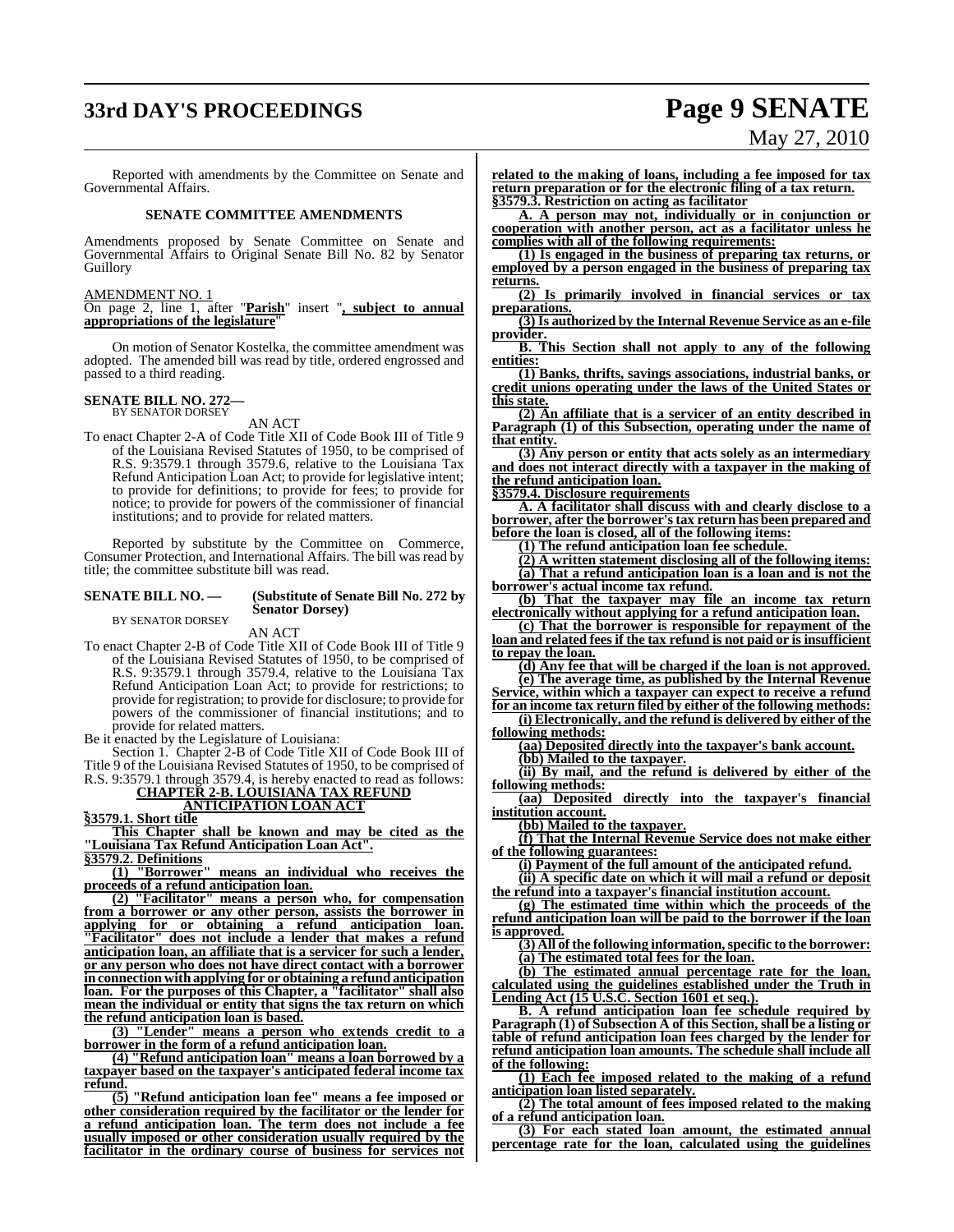Reported with amendments by the Committee on Senate and Governmental Affairs.

**SENATE COMMITTEE AMENDMENTS**

Amendments proposed by Senate Committee on Senate and Governmental Affairs to Original Senate Bill No. 82 by Senator Guillory

AMENDMENT NO. 1

On page 2, line 1, after "**Parish**" insert "**, subject to annual appropriations of the legislature**"

On motion of Senator Kostelka, the committee amendment was adopted. The amended bill was read by title, ordered engrossed and passed to a third reading.

**SENATE BILL NO. 272—**
BY SENATOR DORSEY

AN ACT

To enact Chapter 2-A of Code Title XII of Code Book III of Title 9 of the Louisiana Revised Statutes of 1950, to be comprised of R.S. 9:3579.1 through 3579.6, relative to the Louisiana Tax Refund Anticipation Loan Act; to provide for legislative intent; to provide for definitions; to provide for fees; to provide for notice; to provide for powers of the commissioner of financial institutions; and to provide for related matters.

Reported by substitute by the Committee on Commerce, Consumer Protection, and International Affairs. The bill was read by title; the committee substitute bill was read.

**SENATE BILL NO. — (Substitute of Senate Bill No. 272 by Senator Dorsey)**
BY SENATOR DORSEY

AN ACT

To enact Chapter 2-B of Code Title XII of Code Book III of Title 9 of the Louisiana Revised Statutes of 1950, to be comprised of R.S. 9:3579.1 through 3579.4, relative to the Louisiana Tax Refund Anticipation Loan Act; to provide for restrictions; to provide for registration; to provide for disclosure; to provide for powers of the commissioner of financial institutions; and to provide for related matters.

Be it enacted by the Legislature of Louisiana:

Section 1. Chapter 2-B of Code Title XII of Code Book III of Title 9 of the Louisiana Revised Statutes of 1950, to be comprised of R.S. 9:3579.1 through 3579.4, is hereby enacted to read as follows:

**CHAPTER 2-B. LOUISIANA TAX REFUND ANTICIPATION LOAN ACT**

**§3579.1. Short title**

**This Chapter shall be known and may be cited as the "Louisiana Tax Refund Anticipation Loan Act".**

**§3579.2. Definitions**

**(1) "Borrower" means an individual who receives the proceeds of a refund anticipation loan.**

**(2) "Facilitator" means a person who, for compensation from a borrower or any other person, assists the borrower in applying for or obtaining a refund anticipation loan. "Facilitator" does not include a lender that makes a refund anticipation loan, an affiliate that is a servicer for such a lender, or any person who does not have direct contact with a borrower in connection with applying for or obtaining a refund anticipation loan. For the purposes of this Chapter, a "facilitator" shall also mean the individual or entity that signs the tax return on which the refund anticipation loan is based.**

**(3) "Lender" means a person who extends credit to a borrower in the form of a refund anticipation loan.**

**(4) "Refund anticipation loan" means a loan borrowed by a taxpayer based on the taxpayer's anticipated federal income tax refund.**

**(5) "Refund anticipation loan fee" means a fee imposed or other consideration required by the facilitator or the lender for a refund anticipation loan. The term does not include a fee usually imposed or other consideration usually required by the facilitator in the ordinary course of business for services not related to the making of loans, including a fee imposed for tax return preparation or for the electronic filing of a tax return.**

**§3579.3. Restriction on acting as facilitator**

**A. A person may not, individually or in conjunction or cooperation with another person, act as a facilitator unless he complies with all of the following requirements:**

**(1) Is engaged in the business of preparing tax returns, or employed by a person engaged in the business of preparing tax returns.**

**(2) Is primarily involved in financial services or tax preparations.**

**(3) Is authorized by the Internal Revenue Service as an e-file provider.**

**B. This Section shall not apply to any of the following entities:**

**(1) Banks, thrifts, savings associations, industrial banks, or credit unions operating under the laws of the United States or this state.**

**(2) An affiliate that is a servicer of an entity described in Paragraph (1) of this Subsection, operating under the name of that entity.**

**(3) Any person or entity that acts solely as an intermediary and does not interact directly with a taxpayer in the making of the refund anticipation loan.**

**§3579.4. Disclosure requirements**

**A. A facilitator shall discuss with and clearly disclose to a borrower, after the borrower's tax return has been prepared and before the loan is closed, all of the following items:**

**(1) The refund anticipation loan fee schedule.**

**(2) A written statement disclosing all of the following items:**

**(a) That a refund anticipation loan is a loan and is not the borrower's actual income tax refund.**

**(b) That the taxpayer may file an income tax return electronically without applying for a refund anticipation loan.**

**(c) That the borrower is responsible for repayment of the loan and related fees if the tax refund is not paid or is insufficient to repay the loan.**

**(d) Any fee that will be charged if the loan is not approved.**

**(e) The average time, as published by the Internal Revenue Service, within which a taxpayer can expect to receive a refund for an income tax return filed by either of the following methods:**

**(i) Electronically, and the refund is delivered by either of the following methods:**

**(aa) Deposited directly into the taxpayer's bank account.**

**(bb) Mailed to the taxpayer.**

**(ii) By mail, and the refund is delivered by either of the following methods:**

**(aa) Deposited directly into the taxpayer's financial institution account.**

**(bb) Mailed to the taxpayer.**

**(f) That the Internal Revenue Service does not make either of the following guarantees:**

**(i) Payment of the full amount of the anticipated refund.**

**(ii) A specific date on which it will mail a refund or deposit the refund into a taxpayer's financial institution account.**

**(g) The estimated time within which the proceeds of the refund anticipation loan will be paid to the borrower if the loan is approved.**

**(3) All of the following information, specific to the borrower:**

**(a) The estimated total fees for the loan.**

**(b) The estimated annual percentage rate for the loan, calculated using the guidelines established under the Truth in Lending Act (15 U.S.C. Section 1601 et seq.).**

**B. A refund anticipation loan fee schedule required by Paragraph (1) of Subsection A of this Section, shall be a listing or table of refund anticipation loan fees charged by the lender for refund anticipation loan amounts. The schedule shall include all of the following:**

**(1) Each fee imposed related to the making of a refund anticipation loan listed separately.**

**(2) The total amount of fees imposed related to the making of a refund anticipation loan.**

**(3) For each stated loan amount, the estimated annual percentage rate for the loan, calculated using the guidelines**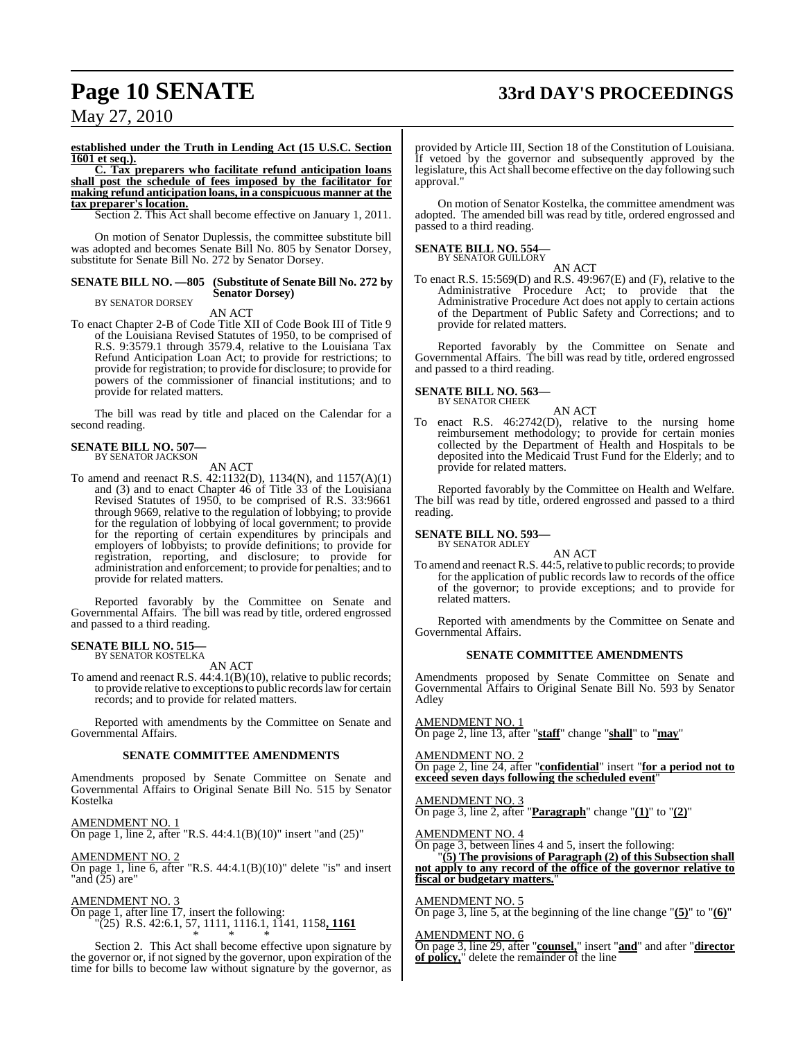**established under the Truth in Lending Act (15 U.S.C. Section 1601 et seq.).**

**C. Tax preparers who facilitate refund anticipation loans shall post the schedule of fees imposed by the facilitator for making refund anticipation loans, in a conspicuous manner at the tax preparer's location.**

Section 2. This Act shall become effective on January 1, 2011.

On motion of Senator Duplessis, the committee substitute bill was adopted and becomes Senate Bill No. 805 by Senator Dorsey, substitute for Senate Bill No. 272 by Senator Dorsey.

**SENATE BILL NO. —805 (Substitute of Senate Bill No. 272 by Senator Dorsey)**
BY SENATOR DORSEY

AN ACT

To enact Chapter 2-B of Code Title XII of Code Book III of Title 9 of the Louisiana Revised Statutes of 1950, to be comprised of R.S. 9:3579.1 through 3579.4, relative to the Louisiana Tax Refund Anticipation Loan Act; to provide for restrictions; to provide for registration; to provide for disclosure; to provide for powers of the commissioner of financial institutions; and to provide for related matters.

The bill was read by title and placed on the Calendar for a second reading.

**SENATE BILL NO. 507—**
BY SENATOR JACKSON

AN ACT

To amend and reenact R.S. 42:1132(D), 1134(N), and 1157(A)(1) and (3) and to enact Chapter 46 of Title 33 of the Louisiana Revised Statutes of 1950, to be comprised of R.S. 33:9661 through 9669, relative to the regulation of lobbying; to provide for the regulation of lobbying of local government; to provide for the reporting of certain expenditures by principals and employers of lobbyists; to provide definitions; to provide for registration, reporting, and disclosure; to provide for administration and enforcement; to provide for penalties; and to provide for related matters.

Reported favorably by the Committee on Senate and Governmental Affairs. The bill was read by title, ordered engrossed and passed to a third reading.

**SENATE BILL NO. 515—**
BY SENATOR KOSTELKA

AN ACT

To amend and reenact R.S. 44:4.1(B)(10), relative to public records; to provide relative to exceptions to public records law for certain records; and to provide for related matters.

Reported with amendments by the Committee on Senate and Governmental Affairs.

**SENATE COMMITTEE AMENDMENTS**

Amendments proposed by Senate Committee on Senate and Governmental Affairs to Original Senate Bill No. 515 by Senator Kostelka

AMENDMENT NO. 1
On page 1, line 2, after "R.S. 44:4.1(B)(10)" insert "and (25)"

AMENDMENT NO. 2
On page 1, line 6, after "R.S. 44:4.1(B)(10)" delete "is" and insert "and (25) are"

AMENDMENT NO. 3
On page 1, after line 17, insert the following:
"(25) R.S. 42:6.1, 57, 1111, 1116.1, 1141, 1158**, 1161**

\* \* \*

Section 2. This Act shall become effective upon signature by the governor or, if not signed by the governor, upon expiration of the time for bills to become law without signature by the governor, as provided by Article III, Section 18 of the Constitution of Louisiana. If vetoed by the governor and subsequently approved by the legislature, this Act shall become effective on the day following such approval."

On motion of Senator Kostelka, the committee amendment was adopted. The amended bill was read by title, ordered engrossed and passed to a third reading.

**SENATE BILL NO. 554—**
BY SENATOR GUILLORY

AN ACT

To enact R.S. 15:569(D) and R.S. 49:967(E) and (F), relative to the Administrative Procedure Act; to provide that the Administrative Procedure Act does not apply to certain actions of the Department of Public Safety and Corrections; and to provide for related matters.

Reported favorably by the Committee on Senate and Governmental Affairs. The bill was read by title, ordered engrossed and passed to a third reading.

**SENATE BILL NO. 563—**
BY SENATOR CHEEK

AN ACT

To enact R.S. 46:2742(D), relative to the nursing home reimbursement methodology; to provide for certain monies collected by the Department of Health and Hospitals to be deposited into the Medicaid Trust Fund for the Elderly; and to provide for related matters.

Reported favorably by the Committee on Health and Welfare. The bill was read by title, ordered engrossed and passed to a third reading.

**SENATE BILL NO. 593—**
BY SENATOR ADLEY

AN ACT

To amend and reenact R.S. 44:5, relative to public records; to provide for the application of public records law to records of the office of the governor; to provide exceptions; and to provide for related matters.

Reported with amendments by the Committee on Senate and Governmental Affairs.

**SENATE COMMITTEE AMENDMENTS**

Amendments proposed by Senate Committee on Senate and Governmental Affairs to Original Senate Bill No. 593 by Senator Adley

AMENDMENT NO. 1
On page 2, line 13, after "**staff**" change "**shall**" to "**may**"

AMENDMENT NO. 2
On page 2, line 24, after "**confidential**" insert "**for a period not to exceed seven days following the scheduled event**"

AMENDMENT NO. 3
On page 3, line 2, after "**Paragraph**" change "**(1)**" to "**(2)**"

AMENDMENT NO. 4
On page 3, between lines 4 and 5, insert the following:
"**(5) The provisions of Paragraph (2) of this Subsection shall not apply to any record of the office of the governor relative to fiscal or budgetary matters.**"

AMENDMENT NO. 5
On page 3, line 5, at the beginning of the line change "**(5)**" to "**(6)**"

AMENDMENT NO. 6
On page 3, line 29, after "**counsel,**" insert "**and**" and after "**director of policy,**" delete the remainder of the line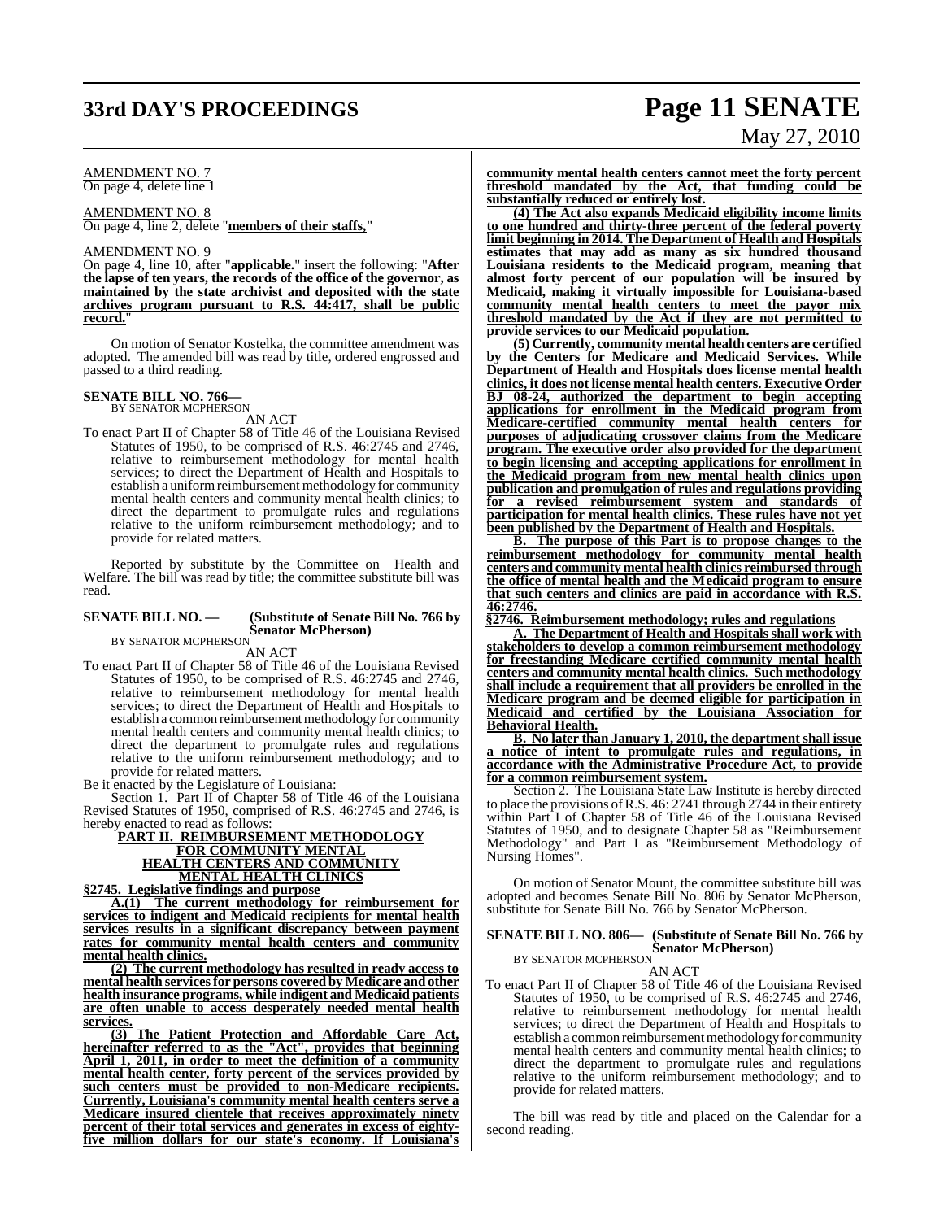AMENDMENT NO. 7
On page 4, delete line 1

AMENDMENT NO. 8
On page 4, line 2, delete "**members of their staffs,**"

AMENDMENT NO. 9
On page 4, line 10, after "**applicable.**" insert the following: "**After the lapse of ten years, the records of the office of the governor, as maintained by the state archivist and deposited with the state archives program pursuant to R.S. 44:417, shall be public record.**"

On motion of Senator Kostelka, the committee amendment was adopted. The amended bill was read by title, ordered engrossed and passed to a third reading.

**SENATE BILL NO. 766—**
BY SENATOR MCPHERSON

AN ACT

To enact Part II of Chapter 58 of Title 46 of the Louisiana Revised Statutes of 1950, to be comprised of R.S. 46:2745 and 2746, relative to reimbursement methodology for mental health services; to direct the Department of Health and Hospitals to establish a uniform reimbursement methodology for community mental health centers and community mental health clinics; to direct the department to promulgate rules and regulations relative to the uniform reimbursement methodology; and to provide for related matters.

Reported by substitute by the Committee on Health and Welfare. The bill was read by title; the committee substitute bill was read.

**SENATE BILL NO. — (Substitute of Senate Bill No. 766 by Senator McPherson)**
BY SENATOR MCPHERSON

AN ACT

To enact Part II of Chapter 58 of Title 46 of the Louisiana Revised Statutes of 1950, to be comprised of R.S. 46:2745 and 2746, relative to reimbursement methodology for mental health services; to direct the Department of Health and Hospitals to establish a common reimbursement methodology for community mental health centers and community mental health clinics; to direct the department to promulgate rules and regulations relative to the uniform reimbursement methodology; and to provide for related matters.

Be it enacted by the Legislature of Louisiana:

Section 1. Part II of Chapter 58 of Title 46 of the Louisiana Revised Statutes of 1950, comprised of R.S. 46:2745 and 2746, is hereby enacted to read as follows:

**PART II. REIMBURSEMENT METHODOLOGY FOR COMMUNITY MENTAL HEALTH CENTERS AND COMMUNITY MENTAL HEALTH CLINICS**

**§2745. Legislative findings and purpose**

**A.(1) The current methodology for reimbursement for services to indigent and Medicaid recipients for mental health services results in a significant discrepancy between payment rates for community mental health centers and community mental health clinics.**

**(2) The current methodology has resulted in ready access to mental health services for persons covered by Medicare and other health insurance programs, while indigent and Medicaid patients are often unable to access desperately needed mental health services.**

**(3) The Patient Protection and Affordable Care Act, hereinafter referred to as the "Act", provides that beginning April 1, 2011, in order to meet the definition of a community mental health center, forty percent of the services provided by such centers must be provided to non-Medicare recipients. Currently, Louisiana's community mental health centers serve a Medicare insured clientele that receives approximately ninety percent of their total services and generates in excess of eighty-five million dollars for our state's economy. If Louisiana's community mental health centers cannot meet the forty percent threshold mandated by the Act, that funding could be substantially reduced or entirely lost.**

**(4) The Act also expands Medicaid eligibility income limits to one hundred and thirty-three percent of the federal poverty limit beginning in 2014. The Department of Health and Hospitals estimates that may add as many as six hundred thousand Louisiana residents to the Medicaid program, meaning that almost forty percent of our population will be insured by Medicaid, making it virtually impossible for Louisiana-based community mental health centers to meet the payor mix threshold mandated by the Act if they are not permitted to provide services to our Medicaid population.**

**(5) Currently, community mental health centers are certified by the Centers for Medicare and Medicaid Services. While Department of Health and Hospitals does license mental health clinics, it does not license mental health centers. Executive Order BJ 08-24, authorized the department to begin accepting applications for enrollment in the Medicaid program from Medicare-certified community mental health centers for purposes of adjudicating crossover claims from the Medicare program. The executive order also provided for the department to begin licensing and accepting applications for enrollment in the Medicaid program from new mental health clinics upon publication and promulgation of rules and regulations providing for a revised reimbursement system and standards of participation for mental health clinics. These rules have not yet been published by the Department of Health and Hospitals.**

**B. The purpose of this Part is to propose changes to the reimbursement methodology for community mental health centers and community mental health clinics reimbursed through the office of mental health and the Medicaid program to ensure that such centers and clinics are paid in accordance with R.S. 46:2746.**

**§2746. Reimbursement methodology; rules and regulations**

**A. The Department of Health and Hospitals shall work with stakeholders to develop a common reimbursement methodology for freestanding Medicare certified community mental health centers and community mental health clinics. Such methodology shall include a requirement that all providers be enrolled in the Medicare program and be deemed eligible for participation in Medicaid and certified by the Louisiana Association for Behavioral Health.**

**B. No later than January 1, 2010, the department shall issue a notice of intent to promulgate rules and regulations, in accordance with the Administrative Procedure Act, to provide for a common reimbursement system.**

Section 2. The Louisiana State Law Institute is hereby directed to place the provisions of R.S. 46: 2741 through 2744 in their entirety within Part I of Chapter 58 of Title 46 of the Louisiana Revised Statutes of 1950, and to designate Chapter 58 as "Reimbursement Methodology" and Part I as "Reimbursement Methodology of Nursing Homes".

On motion of Senator Mount, the committee substitute bill was adopted and becomes Senate Bill No. 806 by Senator McPherson, substitute for Senate Bill No. 766 by Senator McPherson.

**SENATE BILL NO. 806— (Substitute of Senate Bill No. 766 by Senator McPherson)**
BY SENATOR MCPHERSON

AN ACT

To enact Part II of Chapter 58 of Title 46 of the Louisiana Revised Statutes of 1950, to be comprised of R.S. 46:2745 and 2746, relative to reimbursement methodology for mental health services; to direct the Department of Health and Hospitals to establish a common reimbursement methodology for community mental health centers and community mental health clinics; to direct the department to promulgate rules and regulations relative to the uniform reimbursement methodology; and to provide for related matters.

The bill was read by title and placed on the Calendar for a second reading.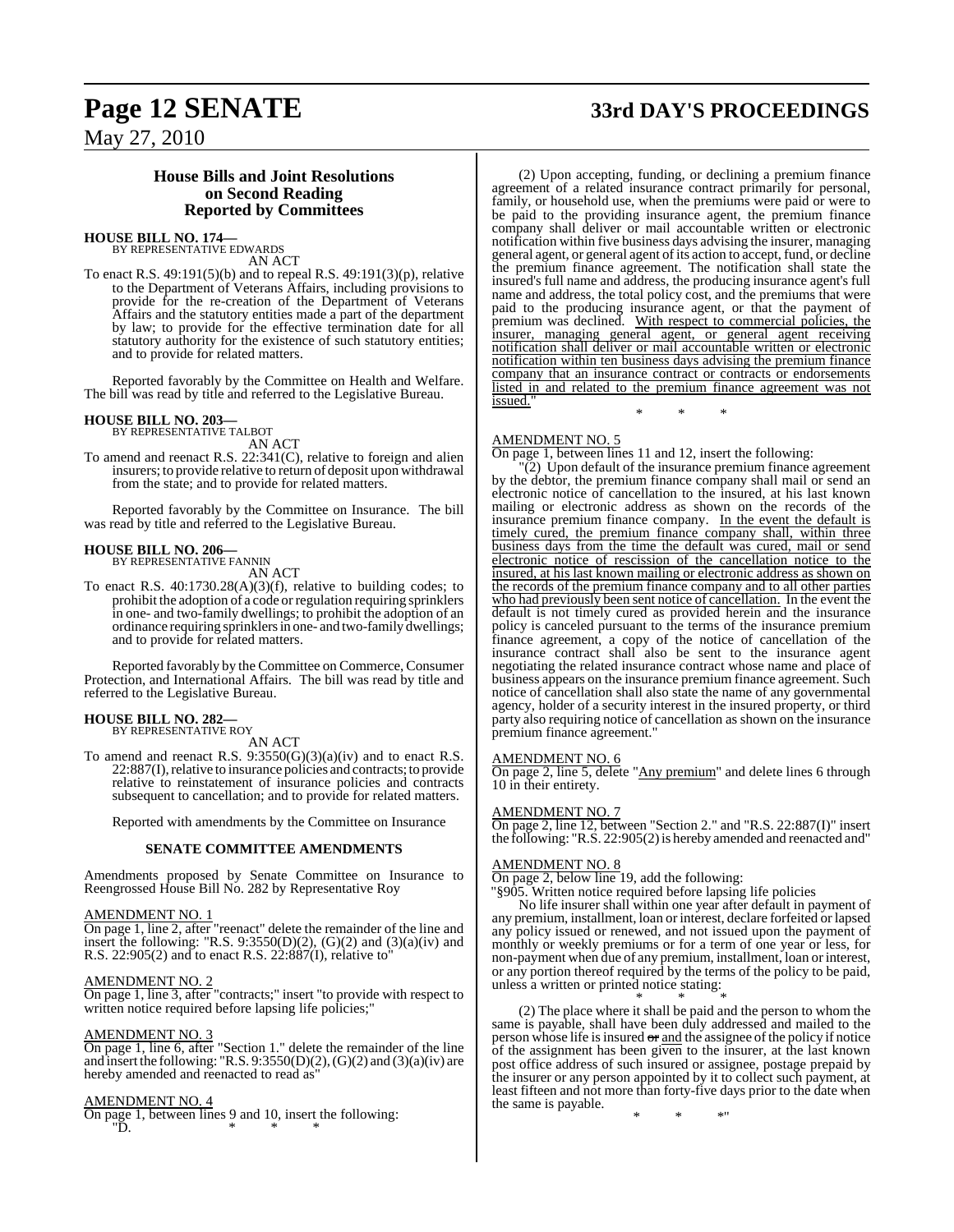## House Bills and Joint Resolutions on Second Reading Reported by Committees

**HOUSE BILL NO. 174—**
BY REPRESENTATIVE EDWARDS
AN ACT

To enact R.S. 49:191(5)(b) and to repeal R.S. 49:191(3)(p), relative to the Department of Veterans Affairs, including provisions to provide for the re-creation of the Department of Veterans Affairs and the statutory entities made a part of the department by law; to provide for the effective termination date for all statutory authority for the existence of such statutory entities; and to provide for related matters.

Reported favorably by the Committee on Health and Welfare. The bill was read by title and referred to the Legislative Bureau.

**HOUSE BILL NO. 203—**
BY REPRESENTATIVE TALBOT
AN ACT

To amend and reenact R.S. 22:341(C), relative to foreign and alien insurers; to provide relative to return of deposit upon withdrawal from the state; and to provide for related matters.

Reported favorably by the Committee on Insurance. The bill was read by title and referred to the Legislative Bureau.

**HOUSE BILL NO. 206—**
BY REPRESENTATIVE FANNIN
AN ACT

To enact R.S. 40:1730.28(A)(3)(f), relative to building codes; to prohibit the adoption of a code or regulation requiring sprinklers in one- and two-family dwellings; to prohibit the adoption of an ordinance requiring sprinklers in one- and two-family dwellings; and to provide for related matters.

Reported favorably by the Committee on Commerce, Consumer Protection, and International Affairs. The bill was read by title and referred to the Legislative Bureau.

**HOUSE BILL NO. 282—**
BY REPRESENTATIVE ROY
AN ACT

To amend and reenact R.S. 9:3550(G)(3)(a)(iv) and to enact R.S. 22:887(I), relative to insurance policies and contracts; to provide relative to reinstatement of insurance policies and contracts subsequent to cancellation; and to provide for related matters.

Reported with amendments by the Committee on Insurance

**SENATE COMMITTEE AMENDMENTS**

Amendments proposed by Senate Committee on Insurance to Reengrossed House Bill No. 282 by Representative Roy

AMENDMENT NO. 1
On page 1, line 2, after "reenact" delete the remainder of the line and insert the following: "R.S. 9:3550(D)(2), (G)(2) and (3)(a)(iv) and R.S. 22:905(2) and to enact R.S. 22:887(I), relative to"

AMENDMENT NO. 2
On page 1, line 3, after "contracts;" insert "to provide with respect to written notice required before lapsing life policies;"

AMENDMENT NO. 3
On page 1, line 6, after "Section 1." delete the remainder of the line and insert the following: "R.S. 9:3550(D)(2), (G)(2) and (3)(a)(iv) are hereby amended and reenacted to read as"

AMENDMENT NO. 4
On page 1, between lines 9 and 10, insert the following:
"D. * * *

(2) Upon accepting, funding, or declining a premium finance agreement of a related insurance contract primarily for personal, family, or household use, when the premiums were paid or were to be paid to the providing insurance agent, the premium finance company shall deliver or mail accountable written or electronic notification within five business days advising the insurer, managing general agent, or general agent of its action to accept, fund, or decline the premium finance agreement. The notification shall state the insured's full name and address, the producing insurance agent's full name and address, the total policy cost, and the premiums that were paid to the producing insurance agent, or that the payment of premium was declined. With respect to commercial policies, the insurer, managing general agent, or general agent receiving notification shall deliver or mail accountable written or electronic notification within ten business days advising the premium finance company that an insurance contract or contracts or endorsements listed in and related to the premium finance agreement was not issued."

\* \* \*

AMENDMENT NO. 5
On page 1, between lines 11 and 12, insert the following:
"(2) Upon default of the insurance premium finance agreement by the debtor, the premium finance company shall mail or send an electronic notice of cancellation to the insured, at his last known mailing or electronic address as shown on the records of the insurance premium finance company. In the event the default is timely cured, the premium finance company shall, within three business days from the time the default was cured, mail or send electronic notice of rescission of the cancellation notice to the insured, at his last known mailing or electronic address as shown on the records of the premium finance company and to all other parties who had previously been sent notice of cancellation. In the event the default is not timely cured as provided herein and the insurance policy is canceled pursuant to the terms of the insurance premium finance agreement, a copy of the notice of cancellation of the insurance contract shall also be sent to the insurance agent negotiating the related insurance contract whose name and place of business appears on the insurance premium finance agreement. Such notice of cancellation shall also state the name of any governmental agency, holder of a security interest in the insured property, or third party also requiring notice of cancellation as shown on the insurance premium finance agreement."

AMENDMENT NO. 6
On page 2, line 5, delete "Any premium" and delete lines 6 through 10 in their entirety.

AMENDMENT NO. 7
On page 2, line 12, between "Section 2." and "R.S. 22:887(I)" insert the following: "R.S. 22:905(2) is hereby amended and reenacted and"

AMENDMENT NO. 8
On page 2, below line 19, add the following:
"§905. Written notice required before lapsing life policies

No life insurer shall within one year after default in payment of any premium, installment, loan or interest, declare forfeited or lapsed any policy issued or renewed, and not issued upon the payment of monthly or weekly premiums or for a term of one year or less, for non-payment when due of any premium, installment, loan or interest, or any portion thereof required by the terms of the policy to be paid, unless a written or printed notice stating:

\* \* \*

(2) The place where it shall be paid and the person to whom the same is payable, shall have been duly addressed and mailed to the person whose life is insured ~~or~~ and the assignee of the policy if notice of the assignment has been given to the insurer, at the last known post office address of such insured or assignee, postage prepaid by the insurer or any person appointed by it to collect such payment, at least fifteen and not more than forty-five days prior to the date when the same is payable.

\* \* \*"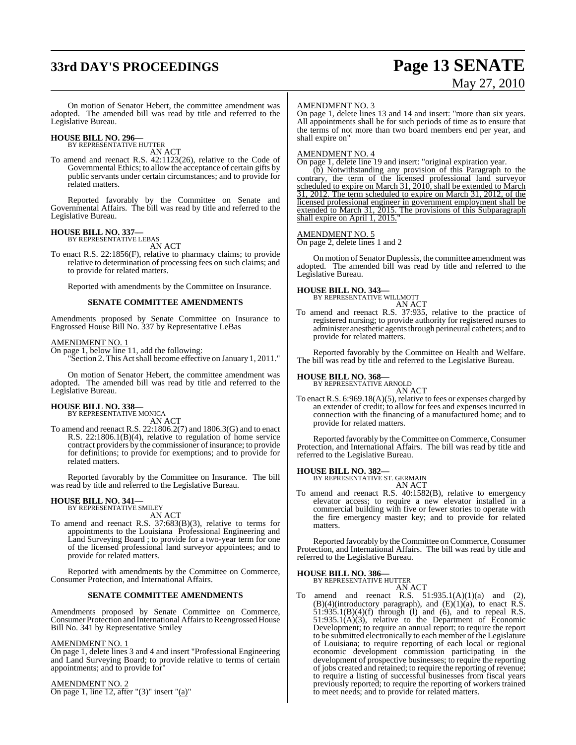On motion of Senator Hebert, the committee amendment was adopted. The amended bill was read by title and referred to the Legislative Bureau.

**HOUSE BILL NO. 296—**
BY REPRESENTATIVE HUTTER
AN ACT

To amend and reenact R.S. 42:1123(26), relative to the Code of Governmental Ethics; to allow the acceptance of certain gifts by public servants under certain circumstances; and to provide for related matters.

Reported favorably by the Committee on Senate and Governmental Affairs. The bill was read by title and referred to the Legislative Bureau.

**HOUSE BILL NO. 337—**
BY REPRESENTATIVE LEBAS
AN ACT

To enact R.S. 22:1856(F), relative to pharmacy claims; to provide relative to determination of processing fees on such claims; and to provide for related matters.

Reported with amendments by the Committee on Insurance.

**SENATE COMMITTEE AMENDMENTS**

Amendments proposed by Senate Committee on Insurance to Engrossed House Bill No. 337 by Representative LeBas

AMENDMENT NO. 1
On page 1, below line 11, add the following:
"Section 2. This Act shall become effective on January 1, 2011."

On motion of Senator Hebert, the committee amendment was adopted. The amended bill was read by title and referred to the Legislative Bureau.

**HOUSE BILL NO. 338—**
BY REPRESENTATIVE MONICA
AN ACT

To amend and reenact R.S. 22:1806.2(7) and 1806.3(G) and to enact R.S. 22:1806.1(B)(4), relative to regulation of home service contract providers by the commissioner of insurance; to provide for definitions; to provide for exemptions; and to provide for related matters.

Reported favorably by the Committee on Insurance. The bill was read by title and referred to the Legislative Bureau.

**HOUSE BILL NO. 341—**
BY REPRESENTATIVE SMILEY
AN ACT

To amend and reenact R.S. 37:683(B)(3), relative to terms for appointments to the Louisiana Professional Engineering and Land Surveying Board ; to provide for a two-year term for one of the licensed professional land surveyor appointees; and to provide for related matters.

Reported with amendments by the Committee on Commerce, Consumer Protection, and International Affairs.

**SENATE COMMITTEE AMENDMENTS**

Amendments proposed by Senate Committee on Commerce, Consumer Protection and International Affairs to Reengrossed House Bill No. 341 by Representative Smiley

AMENDMENT NO. 1
On page 1, delete lines 3 and 4 and insert "Professional Engineering and Land Surveying Board; to provide relative to terms of certain appointments; and to provide for"

AMENDMENT NO. 2
On page 1, line 12, after "(3)" insert "(a)"

AMENDMENT NO. 3
On page 1, delete lines 13 and 14 and insert: "more than six years. All appointments shall be for such periods of time as to ensure that the terms of not more than two board members end per year, and shall expire on"

AMENDMENT NO. 4
On page 1, delete line 19 and insert: "original expiration year.
(b) Notwithstanding any provision of this Paragraph to the contrary, the term of the licensed professional land surveyor scheduled to expire on March 31, 2010, shall be extended to March 31, 2012. The term scheduled to expire on March 31, 2012, of the licensed professional engineer in government employment shall be extended to March 31, 2015. The provisions of this Subparagraph shall expire on April 1, 2015."

AMENDMENT NO. 5
On page 2, delete lines 1 and 2

On motion of Senator Duplessis, the committee amendment was adopted. The amended bill was read by title and referred to the Legislative Bureau.

**HOUSE BILL NO. 343—**
BY REPRESENTATIVE WILLMOTT
AN ACT

To amend and reenact R.S. 37:935, relative to the practice of registered nursing; to provide authority for registered nurses to administer anesthetic agents through perineural catheters; and to provide for related matters.

Reported favorably by the Committee on Health and Welfare. The bill was read by title and referred to the Legislative Bureau.

**HOUSE BILL NO. 368—**
BY REPRESENTATIVE ARNOLD
AN ACT

To enact R.S. 6:969.18(A)(5), relative to fees or expenses charged by an extender of credit; to allow for fees and expenses incurred in connection with the financing of a manufactured home; and to provide for related matters.

Reported favorably by the Committee on Commerce, Consumer Protection, and International Affairs. The bill was read by title and referred to the Legislative Bureau.

**HOUSE BILL NO. 382—**
BY REPRESENTATIVE ST. GERMAIN
AN ACT

To amend and reenact R.S. 40:1582(B), relative to emergency elevator access; to require a new elevator installed in a commercial building with five or fewer stories to operate with the fire emergency master key; and to provide for related matters.

Reported favorably by the Committee on Commerce, Consumer Protection, and International Affairs. The bill was read by title and referred to the Legislative Bureau.

**HOUSE BILL NO. 386—**
BY REPRESENTATIVE HUTTER
AN ACT

To amend and reenact R.S. 51:935.1(A)(1)(a) and (2), (B)(4)(introductory paragraph), and (E)(1)(a), to enact R.S. 51:935.1(B)(4)(f) through (l) and (6), and to repeal R.S. 51:935.1(A)(3), relative to the Department of Economic Development; to require an annual report; to require the report to be submitted electronically to each member of the Legislature of Louisiana; to require reporting of each local or regional economic development commission participating in the development of prospective businesses; to require the reporting of jobs created and retained; to require the reporting of revenue; to require a listing of successful businesses from fiscal years previously reported; to require the reporting of workers trained to meet needs; and to provide for related matters.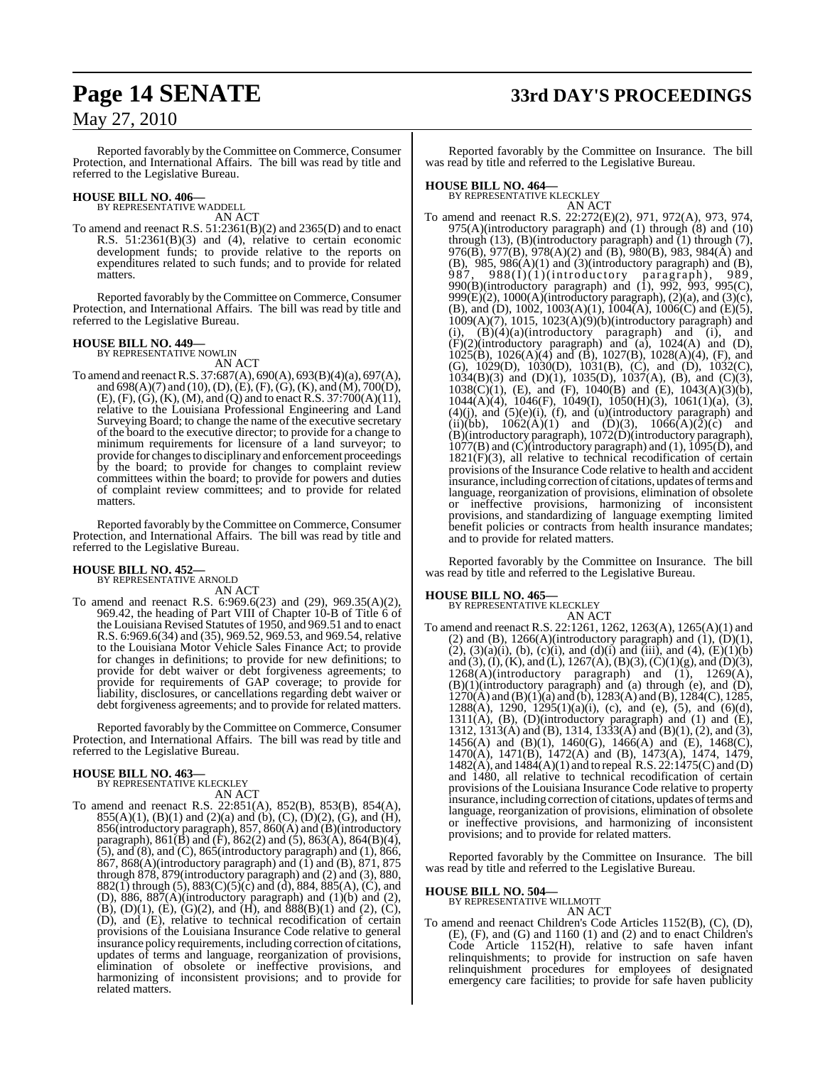Reported favorably by the Committee on Commerce, Consumer Protection, and International Affairs. The bill was read by title and referred to the Legislative Bureau.

**HOUSE BILL NO. 406—**
BY REPRESENTATIVE WADDELL
AN ACT

To amend and reenact R.S. 51:2361(B)(2) and 2365(D) and to enact R.S. 51:2361(B)(3) and (4), relative to certain economic development funds; to provide relative to the reports on expenditures related to such funds; and to provide for related matters.

Reported favorably by the Committee on Commerce, Consumer Protection, and International Affairs. The bill was read by title and referred to the Legislative Bureau.

**HOUSE BILL NO. 449—**
BY REPRESENTATIVE NOWLIN
AN ACT

To amend and reenact R.S. 37:687(A), 690(A), 693(B)(4)(a), 697(A), and 698(A)(7) and (10), (D), (E), (F), (G), (K), and (M), 700(D), (E), (F), (G), (K), (M), and (Q) and to enact R.S. 37:700(A)(11), relative to the Louisiana Professional Engineering and Land Surveying Board; to change the name of the executive secretary of the board to the executive director; to provide for a change to minimum requirements for licensure of a land surveyor; to provide for changes to disciplinary and enforcement proceedings by the board; to provide for changes to complaint review committees within the board; to provide for powers and duties of complaint review committees; and to provide for related matters.

Reported favorably by the Committee on Commerce, Consumer Protection, and International Affairs. The bill was read by title and referred to the Legislative Bureau.

**HOUSE BILL NO. 452—**
BY REPRESENTATIVE ARNOLD
AN ACT

To amend and reenact R.S. 6:969.6(23) and (29), 969.35(A)(2), 969.42, the heading of Part VIII of Chapter 10-B of Title 6 of the Louisiana Revised Statutes of 1950, and 969.51 and to enact R.S. 6:969.6(34) and (35), 969.52, 969.53, and 969.54, relative to the Louisiana Motor Vehicle Sales Finance Act; to provide for changes in definitions; to provide for new definitions; to provide for debt waiver or debt forgiveness agreements; to provide for requirements of GAP coverage; to provide for liability, disclosures, or cancellations regarding debt waiver or debt forgiveness agreements; and to provide for related matters.

Reported favorably by the Committee on Commerce, Consumer Protection, and International Affairs. The bill was read by title and referred to the Legislative Bureau.

**HOUSE BILL NO. 463—**
BY REPRESENTATIVE KLECKLEY
AN ACT

To amend and reenact R.S. 22:851(A), 852(B), 853(B), 854(A), 855(A)(1), (B)(1) and (2)(a) and (b), (C), (D)(2), (G), and (H), 856(introductory paragraph), 857, 860(A) and (B)(introductory paragraph), 861(B) and (F), 862(2) and (5), 863(A), 864(B)(4), (5), and (8), and (C), 865(introductory paragraph) and (1), 866, 867, 868(A)(introductory paragraph) and (1) and (B), 871, 875 through 878, 879(introductory paragraph) and (2) and (3), 880, 882(1) through (5), 883(C)(5)(c) and (d), 884, 885(A), (C), and (D), 886, 887(A)(introductory paragraph) and (1)(b) and (2), (B), (D)(1), (E), (G)(2), and (H), and 888(B)(1) and (2), (C), (D), and (E), relative to technical recodification of certain provisions of the Louisiana Insurance Code relative to general insurance policy requirements, including correction of citations, updates of terms and language, reorganization of provisions, elimination of obsolete or ineffective provisions, and harmonizing of inconsistent provisions; and to provide for related matters.

Reported favorably by the Committee on Insurance. The bill was read by title and referred to the Legislative Bureau.

**HOUSE BILL NO. 464—**
BY REPRESENTATIVE KLECKLEY
AN ACT

To amend and reenact R.S. 22:272(E)(2), 971, 972(A), 973, 974, 975(A)(introductory paragraph) and (1) through (8) and (10) through (13), (B)(introductory paragraph) and (1) through (7), 976(B), 977(B), 978(A)(2) and (B), 980(B), 983, 984(A) and (B), 985, 986(A)(1) and (3)(introductory paragraph) and (B), 987, 988(I)(1)(introductory paragraph), 989, 990(B)(introductory paragraph) and (1), 992, 993, 995(C), 999(E)(2), 1000(A)(introductory paragraph), (2)(a), and (3)(c), (B), and (D), 1002, 1003(A)(1), 1004(A), 1006(C) and (E)(5), 1009(A)(7), 1015, 1023(A)(9)(b)(introductory paragraph) and (i), (B)(4)(a)(introductory paragraph) and (i), and (F)(2)(introductory paragraph) and (a), 1024(A) and (D), 1025(B), 1026(A)(4) and (B), 1027(B), 1028(A)(4), (F), and (G), 1029(D), 1030(D), 1031(B), (C), and (D), 1032(C), 1034(B)(3) and (D)(1), 1035(D), 1037(A), (B), and (C)(3), 1038(C)(1), (E), and (F), 1040(B) and (E), 1043(A)(3)(b), 1044(A)(4), 1046(F), 1049(I), 1050(H)(3), 1061(1)(a), (3), (4)(j), and (5)(e)(i), (f), and (u)(introductory paragraph) and (ii)(bb), 1062(A)(1) and (D)(3), 1066(A)(2)(c) and (B)(introductory paragraph), 1072(D)(introductory paragraph), 1077(B) and (C)(introductory paragraph) and (1), 1095(D), and 1821(F)(3), all relative to technical recodification of certain provisions of the Insurance Code relative to health and accident insurance, including correction of citations, updates of terms and language, reorganization of provisions, elimination of obsolete or ineffective provisions, harmonizing of inconsistent provisions, and standardizing of language exempting limited benefit policies or contracts from health insurance mandates; and to provide for related matters.

Reported favorably by the Committee on Insurance. The bill was read by title and referred to the Legislative Bureau.

**HOUSE BILL NO. 465—**
BY REPRESENTATIVE KLECKLEY
AN ACT

To amend and reenact R.S. 22:1261, 1262, 1263(A), 1265(A)(1) and (2) and (B), 1266(A)(introductory paragraph) and (1), (D)(1), (2), (3)(a)(i), (b), (c)(i), and (d)(i) and (iii), and (4), (E)(1)(b) and (3), (I), (K), and (L), 1267(A), (B)(3), (C)(1)(g), and (D)(3), 1268(A)(introductory paragraph) and (1), 1269(A), (B)(1)(introductory paragraph) and (a) through (e), and (D), 1270(A) and (B)(1)(a) and (b), 1283(A) and (B), 1284(C), 1285, 1288(A), 1290, 1295(1)(a)(i), (c), and (e), (5), and (6)(d), 1311(A), (B), (D)(introductory paragraph) and (1) and (E), 1312, 1313(A) and (B), 1314, 1333(A) and (B)(1), (2), and (3), 1456(A) and (B)(1), 1460(G), 1466(A) and (E), 1468(C), 1470(A), 1471(B), 1472(A) and (B), 1473(A), 1474, 1479, 1482(A), and 1484(A)(1) and to repeal R.S. 22:1475(C) and (D) and 1480, all relative to technical recodification of certain provisions of the Louisiana Insurance Code relative to property insurance, including correction of citations, updates of terms and language, reorganization of provisions, elimination of obsolete or ineffective provisions, and harmonizing of inconsistent provisions; and to provide for related matters.

Reported favorably by the Committee on Insurance. The bill was read by title and referred to the Legislative Bureau.

**HOUSE BILL NO. 504—**
BY REPRESENTATIVE WILLMOTT
AN ACT

To amend and reenact Children's Code Articles 1152(B), (C), (D), (E), (F), and (G) and 1160 (1) and (2) and to enact Children's Code Article 1152(H), relative to safe haven infant relinquishments; to provide for instruction on safe haven relinquishment procedures for employees of designated emergency care facilities; to provide for safe haven publicity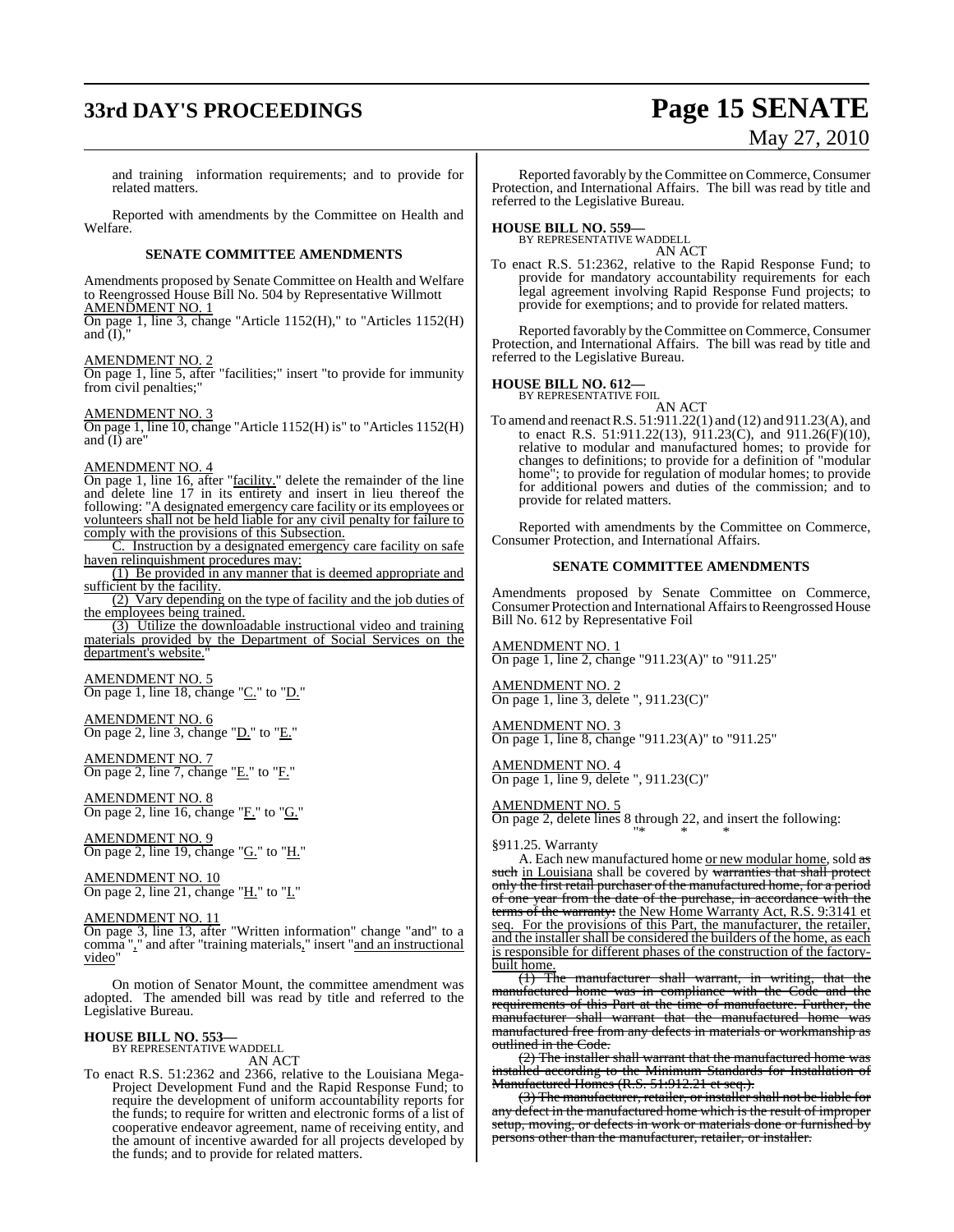and training information requirements; and to provide for related matters.

Reported with amendments by the Committee on Health and Welfare.

## SENATE COMMITTEE AMENDMENTS

Amendments proposed by Senate Committee on Health and Welfare to Reengrossed House Bill No. 504 by Representative Willmott

AMENDMENT NO. 1

On page 1, line 3, change "Article 1152(H)," to "Articles 1152(H) and (I),"

AMENDMENT NO. 2

On page 1, line 5, after "facilities;" insert "to provide for immunity from civil penalties;"

AMENDMENT NO. 3

On page 1, line 10, change "Article 1152(H) is" to "Articles 1152(H) and (I) are"

AMENDMENT NO. 4

On page 1, line 16, after "facility." delete the remainder of the line and delete line 17 in its entirety and insert in lieu thereof the following: "A designated emergency care facility or its employees or volunteers shall not be held liable for any civil penalty for failure to comply with the provisions of this Subsection.

C. Instruction by a designated emergency care facility on safe haven relinquishment procedures may:

(1) Be provided in any manner that is deemed appropriate and sufficient by the facility.

(2) Vary depending on the type of facility and the job duties of the employees being trained.

(3) Utilize the downloadable instructional video and training materials provided by the Department of Social Services on the department's website."

AMENDMENT NO. 5

On page 1, line 18, change "C." to "D."

AMENDMENT NO. 6

On page 2, line 3, change "D." to "E."

AMENDMENT NO. 7

On page 2, line 7, change "E." to "F."

AMENDMENT NO. 8

On page 2, line 16, change "F." to "G."

AMENDMENT NO. 9

On page 2, line 19, change "G." to "H."

AMENDMENT NO. 10

On page 2, line 21, change "H." to "I."

AMENDMENT NO. 11

On page 3, line 13, after "Written information" change "and" to a comma "," and after "training materials," insert "and an instructional video"

On motion of Senator Mount, the committee amendment was adopted. The amended bill was read by title and referred to the Legislative Bureau.

**HOUSE BILL NO. 553—**
BY REPRESENTATIVE WADDELL
AN ACT

To enact R.S. 51:2362 and 2366, relative to the Louisiana Mega-Project Development Fund and the Rapid Response Fund; to require the development of uniform accountability reports for the funds; to require for written and electronic forms of a list of cooperative endeavor agreement, name of receiving entity, and the amount of incentive awarded for all projects developed by the funds; and to provide for related matters.

Reported favorably by the Committee on Commerce, Consumer Protection, and International Affairs. The bill was read by title and referred to the Legislative Bureau.

**HOUSE BILL NO. 559—**
BY REPRESENTATIVE WADDELL
AN ACT

To enact R.S. 51:2362, relative to the Rapid Response Fund; to provide for mandatory accountability requirements for each legal agreement involving Rapid Response Fund projects; to provide for exemptions; and to provide for related matters.

Reported favorably by the Committee on Commerce, Consumer Protection, and International Affairs. The bill was read by title and referred to the Legislative Bureau.

**HOUSE BILL NO. 612—**
BY REPRESENTATIVE FOIL
AN ACT

To amend and reenact R.S. 51:911.22(1) and (12) and 911.23(A), and to enact R.S. 51:911.22(13), 911.23(C), and 911.26(F)(10), relative to modular and manufactured homes; to provide for changes to definitions; to provide for a definition of "modular home"; to provide for regulation of modular homes; to provide for additional powers and duties of the commission; and to provide for related matters.

Reported with amendments by the Committee on Commerce, Consumer Protection, and International Affairs.

## SENATE COMMITTEE AMENDMENTS

Amendments proposed by Senate Committee on Commerce, Consumer Protection and International Affairs to Reengrossed House Bill No. 612 by Representative Foil

AMENDMENT NO. 1

On page 1, line 2, change "911.23(A)" to "911.25"

AMENDMENT NO. 2

On page 1, line 3, delete ", 911.23(C)"

AMENDMENT NO. 3

On page 1, line 8, change "911.23(A)" to "911.25"

AMENDMENT NO. 4

On page 1, line 9, delete ", 911.23(C)"

AMENDMENT NO. 5

On page 2, delete lines 8 through 22, and insert the following:

"* * *

§911.25. Warranty

A. Each new manufactured home or new modular home, sold ~~as such~~ in Louisiana shall be covered by ~~warranties that shall protect only the first retail purchaser of the manufactured home, for a period of one year from the date of the purchase, in accordance with the terms of the warranty:~~ the New Home Warranty Act, R.S. 9:3141 et seq. For the provisions of this Part, the manufacturer, the retailer, and the installer shall be considered the builders of the home, as each is responsible for different phases of the construction of the factory-built home.

~~(1) The manufacturer shall warrant, in writing, that the manufactured home was in compliance with the Code and the requirements of this Part at the time of manufacture. Further, the manufacturer shall warrant that the manufactured home was manufactured free from any defects in materials or workmanship as outlined in the Code.~~

~~(2) The installer shall warrant that the manufactured home was installed according to the Minimum Standards for Installation of Manufactured Homes (R.S. 51:912.21 et seq.).~~

~~(3) The manufacturer, retailer, or installer shall not be liable for any defect in the manufactured home which is the result of improper setup, moving, or defects in work or materials done or furnished by persons other than the manufacturer, retailer, or installer.~~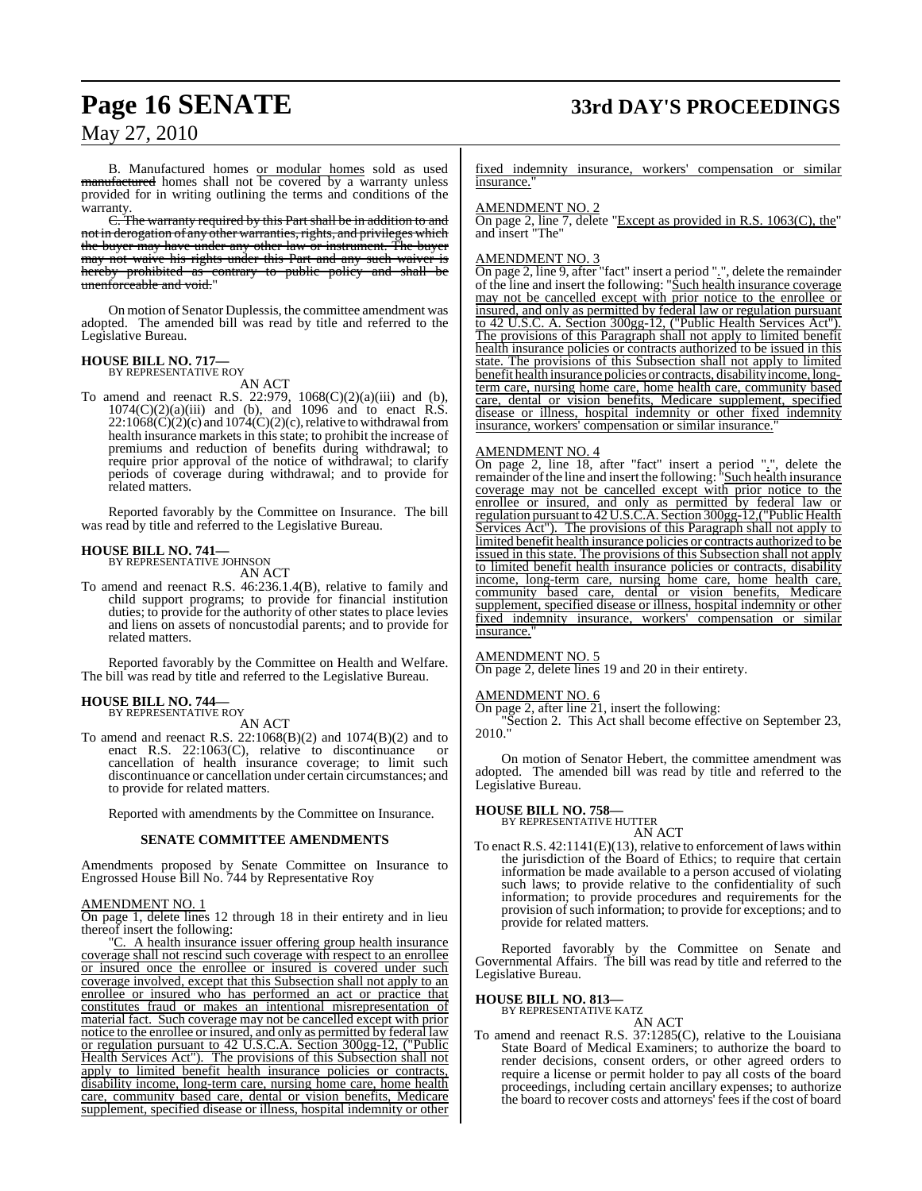B. Manufactured homes or modular homes sold as used ~~manufactured~~ homes shall not be covered by a warranty unless provided for in writing outlining the terms and conditions of the warranty.

~~C. The warranty required by this Part shall be in addition to and not in derogation of any other warranties, rights, and privileges which the buyer may have under any other law or instrument. The buyer may not waive his rights under this Part and any such waiver is hereby prohibited as contrary to public policy and shall be unenforceable and void.~~"

On motion of Senator Duplessis, the committee amendment was adopted. The amended bill was read by title and referred to the Legislative Bureau.

**HOUSE BILL NO. 717—**
BY REPRESENTATIVE ROY

AN ACT

To amend and reenact R.S. 22:979, 1068(C)(2)(a)(iii) and (b), 1074(C)(2)(a)(iii) and (b), and 1096 and to enact R.S. 22:1068(C)(2)(c) and 1074(C)(2)(c), relative to withdrawal from health insurance markets in this state; to prohibit the increase of premiums and reduction of benefits during withdrawal; to require prior approval of the notice of withdrawal; to clarify periods of coverage during withdrawal; and to provide for related matters.

Reported favorably by the Committee on Insurance. The bill was read by title and referred to the Legislative Bureau.

**HOUSE BILL NO. 741—**
BY REPRESENTATIVE JOHNSON

AN ACT

To amend and reenact R.S. 46:236.1.4(B), relative to family and child support programs; to provide for financial institution duties; to provide for the authority of other states to place levies and liens on assets of noncustodial parents; and to provide for related matters.

Reported favorably by the Committee on Health and Welfare. The bill was read by title and referred to the Legislative Bureau.

**HOUSE BILL NO. 744—**
BY REPRESENTATIVE ROY

AN ACT

To amend and reenact R.S. 22:1068(B)(2) and 1074(B)(2) and to enact R.S. 22:1063(C), relative to discontinuance or cancellation of health insurance coverage; to limit such discontinuance or cancellation under certain circumstances; and to provide for related matters.

Reported with amendments by the Committee on Insurance.

**SENATE COMMITTEE AMENDMENTS**

Amendments proposed by Senate Committee on Insurance to Engrossed House Bill No. 744 by Representative Roy

AMENDMENT NO. 1

On page 1, delete lines 12 through 18 in their entirety and in lieu thereof insert the following:

"C. A health insurance issuer offering group health insurance coverage shall not rescind such coverage with respect to an enrollee or insured once the enrollee or insured is covered under such coverage involved, except that this Subsection shall not apply to an enrollee or insured who has performed an act or practice that constitutes fraud or makes an intentional misrepresentation of material fact. Such coverage may not be cancelled except with prior notice to the enrollee or insured, and only as permitted by federal law or regulation pursuant to 42 U.S.C.A. Section 300gg-12, ("Public Health Services Act"). The provisions of this Subsection shall not apply to limited benefit health insurance policies or contracts, disability income, long-term care, nursing home care, home health care, community based care, dental or vision benefits, Medicare supplement, specified disease or illness, hospital indemnity or other fixed indemnity insurance, workers' compensation or similar insurance."

AMENDMENT NO. 2

On page 2, line 7, delete "Except as provided in R.S. 1063(C), the" and insert "The"

AMENDMENT NO. 3

On page 2, line 9, after "fact" insert a period ".", delete the remainder of the line and insert the following: "Such health insurance coverage may not be cancelled except with prior notice to the enrollee or insured, and only as permitted by federal law or regulation pursuant to 42 U.S.C. A. Section 300gg-12, ("Public Health Services Act"). The provisions of this Paragraph shall not apply to limited benefit health insurance policies or contracts authorized to be issued in this state. The provisions of this Subsection shall not apply to limited benefit health insurance policies or contracts, disability income, long-term care, nursing home care, home health care, community based care, dental or vision benefits, Medicare supplement, specified disease or illness, hospital indemnity or other fixed indemnity insurance, workers' compensation or similar insurance."

AMENDMENT NO. 4

On page 2, line 18, after "fact" insert a period ".", delete the remainder of the line and insert the following: "Such health insurance coverage may not be cancelled except with prior notice to the enrollee or insured, and only as permitted by federal law or regulation pursuant to 42 U.S.C.A. Section 300gg-12,("Public Health Services Act"). The provisions of this Paragraph shall not apply to limited benefit health insurance policies or contracts authorized to be issued in this state. The provisions of this Subsection shall not apply to limited benefit health insurance policies or contracts, disability income, long-term care, nursing home care, home health care, community based care, dental or vision benefits, Medicare supplement, specified disease or illness, hospital indemnity or other fixed indemnity insurance, workers' compensation or similar insurance."

AMENDMENT NO. 5

On page 2, delete lines 19 and 20 in their entirety.

AMENDMENT NO. 6

On page 2, after line 21, insert the following:

"Section 2. This Act shall become effective on September 23, 2010."

On motion of Senator Hebert, the committee amendment was adopted. The amended bill was read by title and referred to the Legislative Bureau.

**HOUSE BILL NO. 758—**
BY REPRESENTATIVE HUTTER

AN ACT

To enact R.S. 42:1141(E)(13), relative to enforcement of laws within the jurisdiction of the Board of Ethics; to require that certain information be made available to a person accused of violating such laws; to provide relative to the confidentiality of such information; to provide procedures and requirements for the provision of such information; to provide for exceptions; and to provide for related matters.

Reported favorably by the Committee on Senate and Governmental Affairs. The bill was read by title and referred to the Legislative Bureau.

**HOUSE BILL NO. 813—**
BY REPRESENTATIVE KATZ

AN ACT

To amend and reenact R.S. 37:1285(C), relative to the Louisiana State Board of Medical Examiners; to authorize the board to render decisions, consent orders, or other agreed orders to require a license or permit holder to pay all costs of the board proceedings, including certain ancillary expenses; to authorize the board to recover costs and attorneys' fees if the cost of board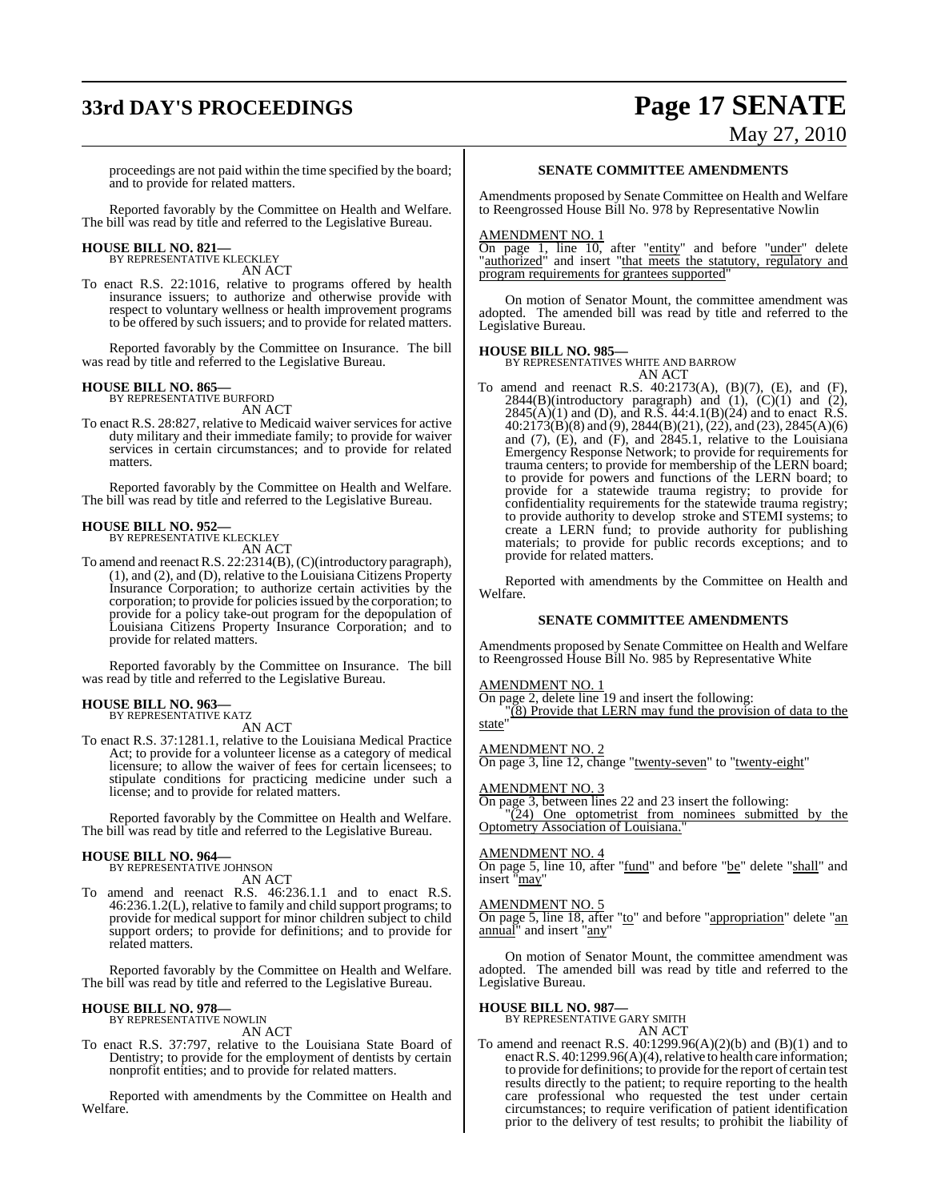proceedings are not paid within the time specified by the board; and to provide for related matters.

Reported favorably by the Committee on Health and Welfare. The bill was read by title and referred to the Legislative Bureau.

**HOUSE BILL NO. 821—**
BY REPRESENTATIVE KLECKLEY
AN ACT

To enact R.S. 22:1016, relative to programs offered by health insurance issuers; to authorize and otherwise provide with respect to voluntary wellness or health improvement programs to be offered by such issuers; and to provide for related matters.

Reported favorably by the Committee on Insurance. The bill was read by title and referred to the Legislative Bureau.

**HOUSE BILL NO. 865—**
BY REPRESENTATIVE BURFORD
AN ACT

To enact R.S. 28:827, relative to Medicaid waiver services for active duty military and their immediate family; to provide for waiver services in certain circumstances; and to provide for related matters.

Reported favorably by the Committee on Health and Welfare. The bill was read by title and referred to the Legislative Bureau.

**HOUSE BILL NO. 952—**
BY REPRESENTATIVE KLECKLEY
AN ACT

To amend and reenact R.S. 22:2314(B), (C)(introductory paragraph), (1), and (2), and (D), relative to the Louisiana Citizens Property Insurance Corporation; to authorize certain activities by the corporation; to provide for policies issued by the corporation; to provide for a policy take-out program for the depopulation of Louisiana Citizens Property Insurance Corporation; and to provide for related matters.

Reported favorably by the Committee on Insurance. The bill was read by title and referred to the Legislative Bureau.

**HOUSE BILL NO. 963—**
BY REPRESENTATIVE KATZ
AN ACT

To enact R.S. 37:1281.1, relative to the Louisiana Medical Practice Act; to provide for a volunteer license as a category of medical licensure; to allow the waiver of fees for certain licensees; to stipulate conditions for practicing medicine under such a license; and to provide for related matters.

Reported favorably by the Committee on Health and Welfare. The bill was read by title and referred to the Legislative Bureau.

**HOUSE BILL NO. 964—**
BY REPRESENTATIVE JOHNSON
AN ACT

To amend and reenact R.S. 46:236.1.1 and to enact R.S. 46:236.1.2(L), relative to family and child support programs; to provide for medical support for minor children subject to child support orders; to provide for definitions; and to provide for related matters.

Reported favorably by the Committee on Health and Welfare. The bill was read by title and referred to the Legislative Bureau.

**HOUSE BILL NO. 978—**
BY REPRESENTATIVE NOWLIN
AN ACT

To enact R.S. 37:797, relative to the Louisiana State Board of Dentistry; to provide for the employment of dentists by certain nonprofit entities; and to provide for related matters.

Reported with amendments by the Committee on Health and Welfare.

**SENATE COMMITTEE AMENDMENTS**

Amendments proposed by Senate Committee on Health and Welfare to Reengrossed House Bill No. 978 by Representative Nowlin

AMENDMENT NO. 1
On page 1, line 10, after "entity" and before "under" delete "authorized" and insert "that meets the statutory, regulatory and program requirements for grantees supported"

On motion of Senator Mount, the committee amendment was adopted. The amended bill was read by title and referred to the Legislative Bureau.

**HOUSE BILL NO. 985—**
BY REPRESENTATIVES WHITE AND BARROW
AN ACT

To amend and reenact R.S. 40:2173(A), (B)(7), (E), and (F), 2844(B)(introductory paragraph) and (1), (C)(1) and (2), 2845(A)(1) and (D), and R.S. 44:4.1(B)(24) and to enact R.S. 40:2173(B)(8) and (9), 2844(B)(21), (22), and (23), 2845(A)(6) and (7), (E), and (F), and 2845.1, relative to the Louisiana Emergency Response Network; to provide for requirements for trauma centers; to provide for membership of the LERN board; to provide for powers and functions of the LERN board; to provide for a statewide trauma registry; to provide for confidentiality requirements for the statewide trauma registry; to provide authority to develop stroke and STEMI systems; to create a LERN fund; to provide authority for publishing materials; to provide for public records exceptions; and to provide for related matters.

Reported with amendments by the Committee on Health and Welfare.

**SENATE COMMITTEE AMENDMENTS**

Amendments proposed by Senate Committee on Health and Welfare to Reengrossed House Bill No. 985 by Representative White

AMENDMENT NO. 1
On page 2, delete line 19 and insert the following:
"(8) Provide that LERN may fund the provision of data to the state"

AMENDMENT NO. 2
On page 3, line 12, change "twenty-seven" to "twenty-eight"

AMENDMENT NO. 3
On page 3, between lines 22 and 23 insert the following:
"(24) One optometrist from nominees submitted by the Optometry Association of Louisiana."

AMENDMENT NO. 4
On page 5, line 10, after "fund" and before "be" delete "shall" and insert "may"

AMENDMENT NO. 5
On page 5, line 18, after "to" and before "appropriation" delete "an annual" and insert "any"

On motion of Senator Mount, the committee amendment was adopted. The amended bill was read by title and referred to the Legislative Bureau.

**HOUSE BILL NO. 987—**
BY REPRESENTATIVE GARY SMITH
AN ACT

To amend and reenact R.S. 40:1299.96(A)(2)(b) and (B)(1) and to enact R.S. 40:1299.96(A)(4), relative to health care information; to provide for definitions; to provide for the report of certain test results directly to the patient; to require reporting to the health care professional who requested the test under certain circumstances; to require verification of patient identification prior to the delivery of test results; to prohibit the liability of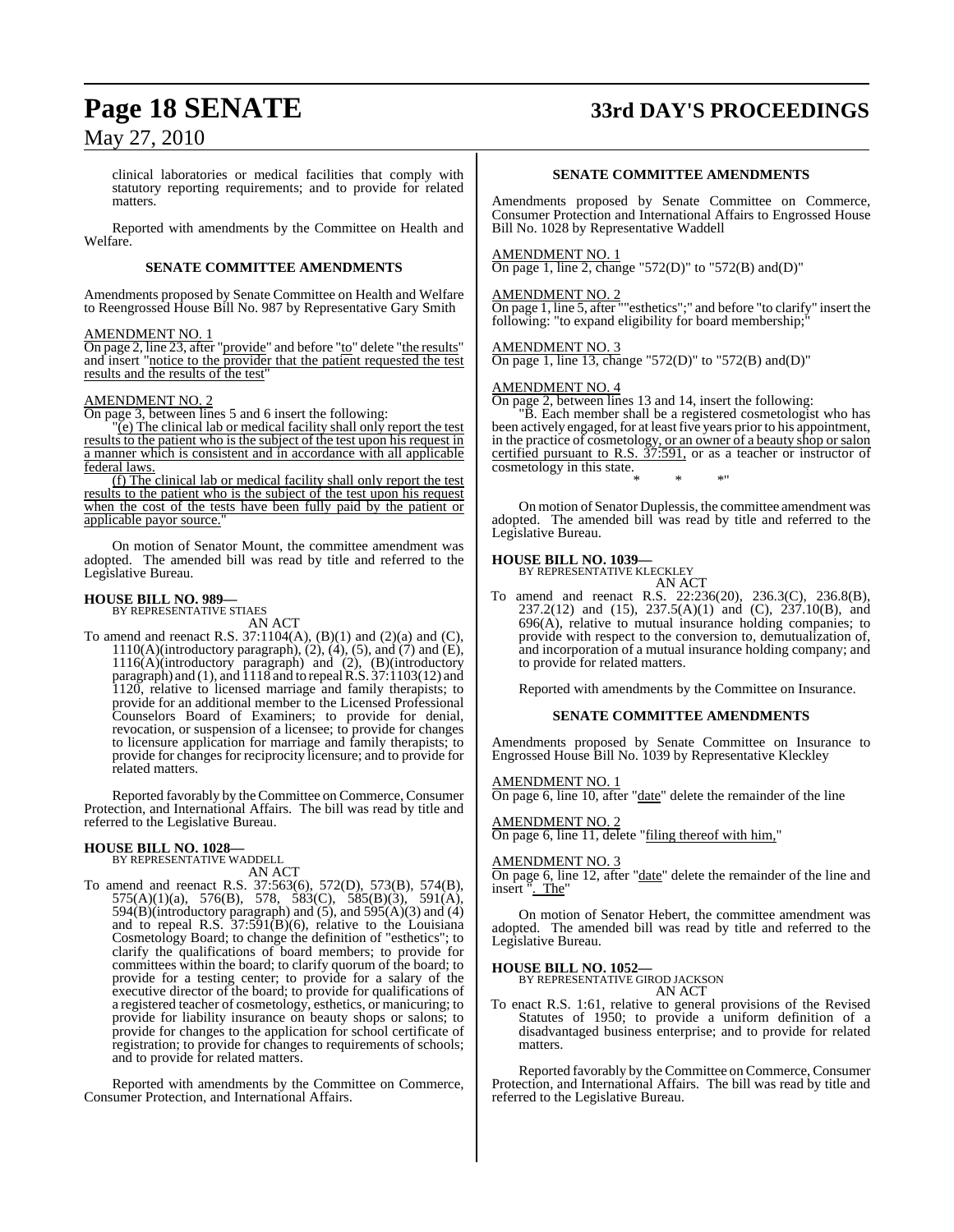clinical laboratories or medical facilities that comply with statutory reporting requirements; and to provide for related matters.

Reported with amendments by the Committee on Health and Welfare.

**SENATE COMMITTEE AMENDMENTS**

Amendments proposed by Senate Committee on Health and Welfare to Reengrossed House Bill No. 987 by Representative Gary Smith

AMENDMENT NO. 1
On page 2, line 23, after "provide" and before "to" delete "the results" and insert "notice to the provider that the patient requested the test results and the results of the test"

AMENDMENT NO. 2
On page 3, between lines 5 and 6 insert the following:

"(e) The clinical lab or medical facility shall only report the test results to the patient who is the subject of the test upon his request in a manner which is consistent and in accordance with all applicable federal laws.

(f) The clinical lab or medical facility shall only report the test results to the patient who is the subject of the test upon his request when the cost of the tests have been fully paid by the patient or applicable payor source."

On motion of Senator Mount, the committee amendment was adopted. The amended bill was read by title and referred to the Legislative Bureau.

**HOUSE BILL NO. 989—**
BY REPRESENTATIVE STIAES
AN ACT

To amend and reenact R.S. 37:1104(A), (B)(1) and (2)(a) and (C), 1110(A)(introductory paragraph), (2), (4), (5), and (7) and (E), 1116(A)(introductory paragraph) and (2), (B)(introductory paragraph) and (1), and 1118 and to repeal R.S. 37:1103(12) and 1120, relative to licensed marriage and family therapists; to provide for an additional member to the Licensed Professional Counselors Board of Examiners; to provide for denial, revocation, or suspension of a licensee; to provide for changes to licensure application for marriage and family therapists; to provide for changes for reciprocity licensure; and to provide for related matters.

Reported favorably by the Committee on Commerce, Consumer Protection, and International Affairs. The bill was read by title and referred to the Legislative Bureau.

**HOUSE BILL NO. 1028—**
BY REPRESENTATIVE WADDELL
AN ACT

To amend and reenact R.S. 37:563(6), 572(D), 573(B), 574(B), 575(A)(1)(a), 576(B), 578, 583(C), 585(B)(3), 591(A), 594(B)(introductory paragraph) and (5), and 595(A)(3) and (4) and to repeal R.S. 37:591(B)(6), relative to the Louisiana Cosmetology Board; to change the definition of "esthetics"; to clarify the qualifications of board members; to provide for committees within the board; to clarify quorum of the board; to provide for a testing center; to provide for a salary of the executive director of the board; to provide for qualifications of a registered teacher of cosmetology, esthetics, or manicuring; to provide for liability insurance on beauty shops or salons; to provide for changes to the application for school certificate of registration; to provide for changes to requirements of schools; and to provide for related matters.

Reported with amendments by the Committee on Commerce, Consumer Protection, and International Affairs.

**SENATE COMMITTEE AMENDMENTS**

Amendments proposed by Senate Committee on Commerce, Consumer Protection and International Affairs to Engrossed House Bill No. 1028 by Representative Waddell

AMENDMENT NO. 1
On page 1, line 2, change "572(D)" to "572(B) and(D)"

AMENDMENT NO. 2
On page 1, line 5, after ""esthetics";" and before "to clarify" insert the following: "to expand eligibility for board membership;"

AMENDMENT NO. 3
On page 1, line 13, change "572(D)" to "572(B) and(D)"

AMENDMENT NO. 4
On page 2, between lines 13 and 14, insert the following:

"B. Each member shall be a registered cosmetologist who has been actively engaged, for at least five years prior to his appointment, in the practice of cosmetology, or an owner of a beauty shop or salon certified pursuant to R.S. 37:591, or as a teacher or instructor of cosmetology in this state.

\* \* \*"

On motion of Senator Duplessis, the committee amendment was adopted. The amended bill was read by title and referred to the Legislative Bureau.

**HOUSE BILL NO. 1039—**
BY REPRESENTATIVE KLECKLEY
AN ACT

To amend and reenact R.S. 22:236(20), 236.3(C), 236.8(B), 237.2(12) and (15), 237.5(A)(1) and (C), 237.10(B), and 696(A), relative to mutual insurance holding companies; to provide with respect to the conversion to, demutualization of, and incorporation of a mutual insurance holding company; and to provide for related matters.

Reported with amendments by the Committee on Insurance.

**SENATE COMMITTEE AMENDMENTS**

Amendments proposed by Senate Committee on Insurance to Engrossed House Bill No. 1039 by Representative Kleckley

AMENDMENT NO. 1
On page 6, line 10, after "date" delete the remainder of the line

AMENDMENT NO. 2
On page 6, line 11, delete "filing thereof with him,"

AMENDMENT NO. 3
On page 6, line 12, after "date" delete the remainder of the line and insert ". The"

On motion of Senator Hebert, the committee amendment was adopted. The amended bill was read by title and referred to the Legislative Bureau.

**HOUSE BILL NO. 1052—**
BY REPRESENTATIVE GIROD JACKSON
AN ACT

To enact R.S. 1:61, relative to general provisions of the Revised Statutes of 1950; to provide a uniform definition of a disadvantaged business enterprise; and to provide for related matters.

Reported favorably by the Committee on Commerce, Consumer Protection, and International Affairs. The bill was read by title and referred to the Legislative Bureau.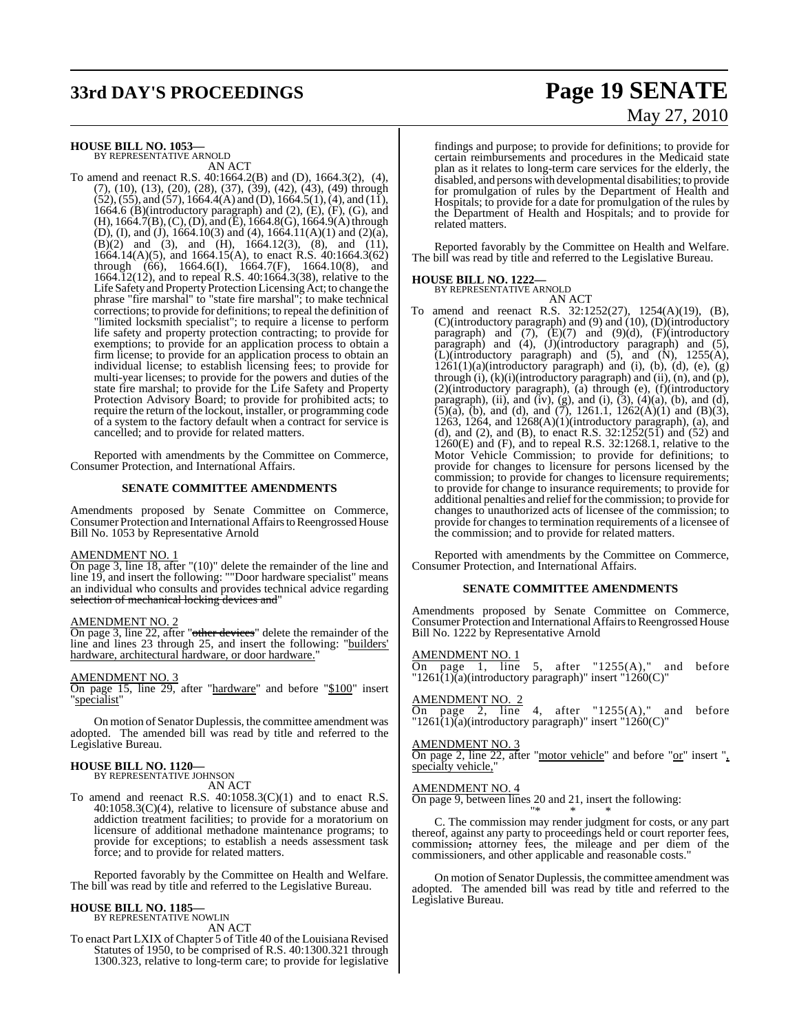**HOUSE BILL NO. 1053—**
BY REPRESENTATIVE ARNOLD

AN ACT

To amend and reenact R.S. 40:1664.2(B) and (D), 1664.3(2), (4), (7), (10), (13), (20), (28), (37), (39), (42), (43), (49) through (52), (55), and (57), 1664.4(A) and (D), 1664.5(1), (4), and (11), 1664.6 (B)(introductory paragraph) and (2), (E), (F), (G), and (H), 1664.7(B), (C), (D), and (E), 1664.8(G), 1664.9(A) through (D), (I), and (J), 1664.10(3) and (4), 1664.11(A)(1) and (2)(a), (B)(2) and (3), and (H), 1664.12(3), (8), and (11), 1664.14(A)(5), and 1664.15(A), to enact R.S. 40:1664.3(62) through (66), 1664.6(I), 1664.7(F), 1664.10(8), and 1664.12(12), and to repeal R.S. 40:1664.3(38), relative to the Life Safety and Property Protection Licensing Act; to change the phrase "fire marshal" to "state fire marshal"; to make technical corrections; to provide for definitions; to repeal the definition of "limited locksmith specialist"; to require a license to perform life safety and property protection contracting; to provide for exemptions; to provide for an application process to obtain a firm license; to provide for an application process to obtain an individual license; to establish licensing fees; to provide for multi-year licenses; to provide for the powers and duties of the state fire marshal; to provide for the Life Safety and Property Protection Advisory Board; to provide for prohibited acts; to require the return of the lockout, installer, or programming code of a system to the factory default when a contract for service is cancelled; and to provide for related matters.

Reported with amendments by the Committee on Commerce, Consumer Protection, and International Affairs.

**SENATE COMMITTEE AMENDMENTS**

Amendments proposed by Senate Committee on Commerce, Consumer Protection and International Affairs to Reengrossed House Bill No. 1053 by Representative Arnold

AMENDMENT NO. 1

On page 3, line 18, after "(10)" delete the remainder of the line and line 19, and insert the following: ""Door hardware specialist" means an individual who consults and provides technical advice regarding ~~selection of mechanical locking devices and~~"

AMENDMENT NO. 2

On page 3, line 22, after "~~other devices~~" delete the remainder of the line and lines 23 through 25, and insert the following: "builders' hardware, architectural hardware, or door hardware."

AMENDMENT NO. 3

On page 15, line 29, after "hardware" and before "$100" insert "specialist"

On motion of Senator Duplessis, the committee amendment was adopted. The amended bill was read by title and referred to the Legislative Bureau.

**HOUSE BILL NO. 1120—**
BY REPRESENTATIVE JOHNSON

AN ACT

To amend and reenact R.S. 40:1058.3(C)(1) and to enact R.S. 40:1058.3(C)(4), relative to licensure of substance abuse and addiction treatment facilities; to provide for a moratorium on licensure of additional methadone maintenance programs; to provide for exceptions; to establish a needs assessment task force; and to provide for related matters.

Reported favorably by the Committee on Health and Welfare. The bill was read by title and referred to the Legislative Bureau.

**HOUSE BILL NO. 1185—**
BY REPRESENTATIVE NOWLIN

AN ACT

To enact Part LXIX of Chapter 5 of Title 40 of the Louisiana Revised Statutes of 1950, to be comprised of R.S. 40:1300.321 through 1300.323, relative to long-term care; to provide for legislative findings and purpose; to provide for definitions; to provide for certain reimbursements and procedures in the Medicaid state plan as it relates to long-term care services for the elderly, the disabled, and persons with developmental disabilities; to provide for promulgation of rules by the Department of Health and Hospitals; to provide for a date for promulgation of the rules by the Department of Health and Hospitals; and to provide for related matters.

Reported favorably by the Committee on Health and Welfare. The bill was read by title and referred to the Legislative Bureau.

**HOUSE BILL NO. 1222—**
BY REPRESENTATIVE ARNOLD

AN ACT

To amend and reenact R.S. 32:1252(27), 1254(A)(19), (B), (C)(introductory paragraph) and (9) and (10), (D)(introductory paragraph) and (7), (E)(7) and (9)(d), (F)(introductory paragraph) and (4), (J)(introductory paragraph) and (5), (L)(introductory paragraph) and (5), and (N), 1255(A), 1261(1)(a)(introductory paragraph) and (i), (b), (d), (e), (g) through (i), (k)(i)(introductory paragraph) and (ii), (n), and (p), (2)(introductory paragraph), (a) through (e), (f)(introductory paragraph), (ii), and (iv), (g), and (i), (3), (4)(a), (b), and (d), (5)(a), (b), and (d), and (7), 1261.1, 1262(A)(1) and (B)(3), 1263, 1264, and 1268(A)(1)(introductory paragraph), (a), and (d), and (2), and (B), to enact R.S. 32:1252(51) and (52) and 1260(E) and (F), and to repeal R.S. 32:1268.1, relative to the Motor Vehicle Commission; to provide for definitions; to provide for changes to licensure for persons licensed by the commission; to provide for changes to licensure requirements; to provide for change to insurance requirements; to provide for additional penalties and relief for the commission; to provide for changes to unauthorized acts of licensee of the commission; to provide for changes to termination requirements of a licensee of the commission; and to provide for related matters.

Reported with amendments by the Committee on Commerce, Consumer Protection, and International Affairs.

**SENATE COMMITTEE AMENDMENTS**

Amendments proposed by Senate Committee on Commerce, Consumer Protection and International Affairs to Reengrossed House Bill No. 1222 by Representative Arnold

AMENDMENT NO. 1

On page 1, line 5, after "1255(A)," and before "1261(1)(a)(introductory paragraph)" insert "1260(C)"

AMENDMENT NO. 2

On page 2, line 4, after "1255(A)," and before "1261(1)(a)(introductory paragraph)" insert "1260(C)"

AMENDMENT NO. 3

On page 2, line 22, after "motor vehicle" and before "or" insert ", specialty vehicle,"

AMENDMENT NO. 4

On page 9, between lines 20 and 21, insert the following:

"* * *

C. The commission may render judgment for costs, or any part thereof, against any party to proceedings held or court reporter fees, commission~~,~~ attorney fees, the mileage and per diem of the commissioners, and other applicable and reasonable costs."

On motion of Senator Duplessis, the committee amendment was adopted. The amended bill was read by title and referred to the Legislative Bureau.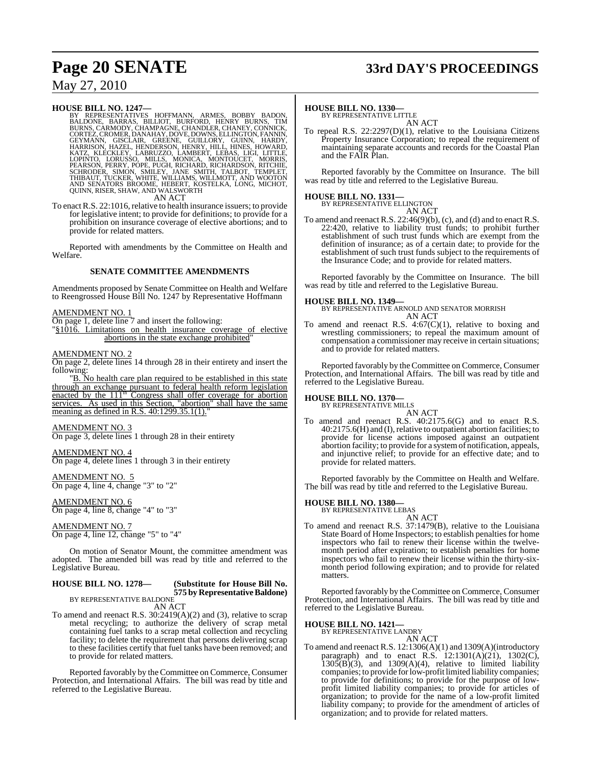**HOUSE BILL NO. 1247—**
BY REPRESENTATIVES HOFFMANN, ARMES, BOBBY BADON, BALDONE, BARRAS, BILLIOT, BURFORD, HENRY BURNS, TIM BURNS, CARMODY, CHAMPAGNE, CHANDLER, CHANEY, CONNICK, CORTEZ, CROMER, DANAHAY, DOVE, DOWNS, ELLINGTON, FANNIN, GEYMANN, GISCLAIR, GREENE, GUILLORY, GUINN, HARDY, HARRISON, HAZEL, HENDERSON, HENRY, HILL, HINES, HOWARD, KATZ, KLECKLEY, LABRUZZO, LAMBERT, LEBAS, LIGI, LITTLE, LOPINTO, LORUSSO, MILLS, MONICA, MONTOUCET, MORRIS, PEARSON, PERRY, POPE, PUGH, RICHARD, RICHARDSON, RITCHIE, SCHRODER, SIMON, SMILEY, JANE SMITH, TALBOT, TEMPLET, THIBAUT, TUCKER, WHITE, WILLIAMS, WILLMOTT, AND WOOTON AND SENATORS BROOME, HEBERT, KOSTELKA, LONG, MICHOT, QUINN, RISER, SHAW, AND WALSWORTH

AN ACT

To enact R.S. 22:1016, relative to health insurance issuers; to provide for legislative intent; to provide for definitions; to provide for a prohibition on insurance coverage of elective abortions; and to provide for related matters.

Reported with amendments by the Committee on Health and Welfare.

**SENATE COMMITTEE AMENDMENTS**

Amendments proposed by Senate Committee on Health and Welfare to Reengrossed House Bill No. 1247 by Representative Hoffmann

AMENDMENT NO. 1
On page 1, delete line 7 and insert the following:
"§1016. Limitations on health insurance coverage of elective abortions in the state exchange prohibited"

AMENDMENT NO. 2
On page 2, delete lines 14 through 28 in their entirety and insert the following:

"B. No health care plan required to be established in this state through an exchange pursuant to federal health reform legislation enacted by the 111th Congress shall offer coverage for abortion services. As used in this Section, "abortion" shall have the same meaning as defined in R.S. 40:1299.35.1(1)."

AMENDMENT NO. 3
On page 3, delete lines 1 through 28 in their entirety

AMENDMENT NO. 4
On page 4, delete lines 1 through 3 in their entirety

AMENDMENT NO. 5
On page 4, line 4, change "3" to "2"

AMENDMENT NO. 6
On page 4, line 8, change "4" to "3"

AMENDMENT NO. 7
On page 4, line 12, change "5" to "4"

On motion of Senator Mount, the committee amendment was adopted. The amended bill was read by title and referred to the Legislative Bureau.

**HOUSE BILL NO. 1278— (Substitute for House Bill No. 575 by Representative Baldone)**
BY REPRESENTATIVE BALDONE

AN ACT

To amend and reenact R.S. 30:2419(A)(2) and (3), relative to scrap metal recycling; to authorize the delivery of scrap metal containing fuel tanks to a scrap metal collection and recycling facility; to delete the requirement that persons delivering scrap to these facilities certify that fuel tanks have been removed; and to provide for related matters.

Reported favorably by the Committee on Commerce, Consumer Protection, and International Affairs. The bill was read by title and referred to the Legislative Bureau.

**HOUSE BILL NO. 1330—**
BY REPRESENTATIVE LITTLE

AN ACT

To repeal R.S. 22:2297(D)(1), relative to the Louisiana Citizens Property Insurance Corporation; to repeal the requirement of maintaining separate accounts and records for the Coastal Plan and the FAIR Plan.

Reported favorably by the Committee on Insurance. The bill was read by title and referred to the Legislative Bureau.

**HOUSE BILL NO. 1331—**
BY REPRESENTATIVE ELLINGTON

AN ACT

To amend and reenact R.S. 22:46(9)(b), (c), and (d) and to enact R.S. 22:420, relative to liability trust funds; to prohibit further establishment of such trust funds which are exempt from the definition of insurance; as of a certain date; to provide for the establishment of such trust funds subject to the requirements of the Insurance Code; and to provide for related matters.

Reported favorably by the Committee on Insurance. The bill was read by title and referred to the Legislative Bureau.

**HOUSE BILL NO. 1349—**
BY REPRESENTATIVE ARNOLD AND SENATOR MORRISH

AN ACT

To amend and reenact R.S. 4:67(C)(1), relative to boxing and wrestling commissioners; to repeal the maximum amount of compensation a commissioner may receive in certain situations; and to provide for related matters.

Reported favorably by the Committee on Commerce, Consumer Protection, and International Affairs. The bill was read by title and referred to the Legislative Bureau.

**HOUSE BILL NO. 1370—**
BY REPRESENTATIVE MILLS

AN ACT

To amend and reenact R.S. 40:2175.6(G) and to enact R.S. 40:2175.6(H) and (I), relative to outpatient abortion facilities; to provide for license actions imposed against an outpatient abortion facility; to provide for a system of notification, appeals, and injunctive relief; to provide for an effective date; and to provide for related matters.

Reported favorably by the Committee on Health and Welfare. The bill was read by title and referred to the Legislative Bureau.

**HOUSE BILL NO. 1380—**
BY REPRESENTATIVE LEBAS

AN ACT

To amend and reenact R.S. 37:1479(B), relative to the Louisiana State Board of Home Inspectors; to establish penalties for home inspectors who fail to renew their license within the twelve-month period after expiration; to establish penalties for home inspectors who fail to renew their license within the thirty-six-month period following expiration; and to provide for related matters.

Reported favorably by the Committee on Commerce, Consumer Protection, and International Affairs. The bill was read by title and referred to the Legislative Bureau.

**HOUSE BILL NO. 1421—**
BY REPRESENTATIVE LANDRY

AN ACT

To amend and reenact R.S. 12:1306(A)(1) and 1309(A)(introductory paragraph) and to enact R.S. 12:1301(A)(21), 1302(C), 1305(B)(3), and 1309(A)(4), relative to limited liability companies; to provide for low-profit limited liability companies; to provide for definitions; to provide for the purpose of low-profit limited liability companies; to provide for articles of organization; to provide for the name of a low-profit limited liability company; to provide for the amendment of articles of organization; and to provide for related matters.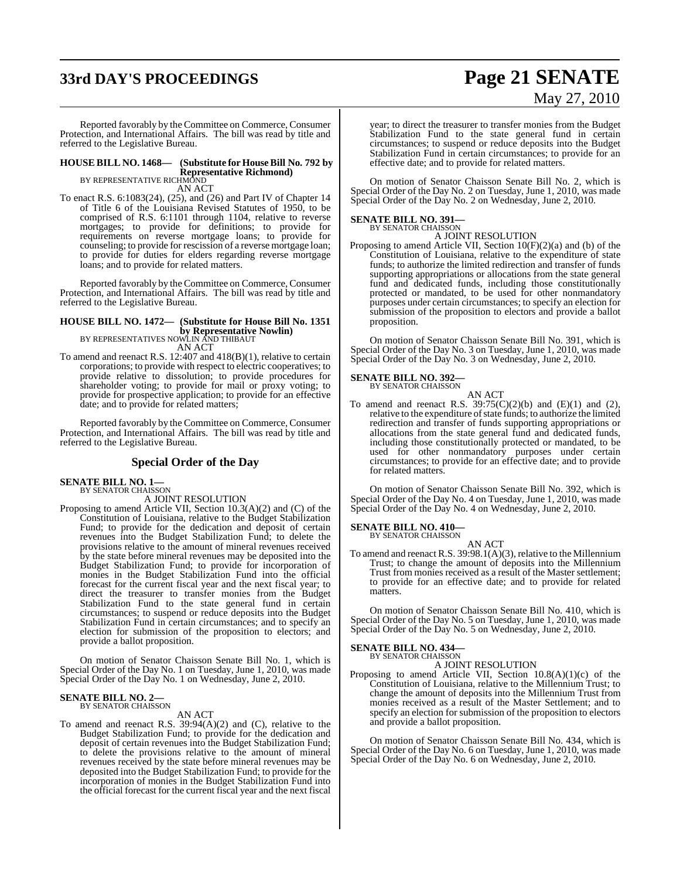Reported favorably by the Committee on Commerce, Consumer Protection, and International Affairs. The bill was read by title and referred to the Legislative Bureau.

**HOUSE BILL NO. 1468— (Substitute for House Bill No. 792 by Representative Richmond)**
BY REPRESENTATIVE RICHMOND

AN ACT

To enact R.S. 6:1083(24), (25), and (26) and Part IV of Chapter 14 of Title 6 of the Louisiana Revised Statutes of 1950, to be comprised of R.S. 6:1101 through 1104, relative to reverse mortgages; to provide for definitions; to provide for requirements on reverse mortgage loans; to provide for counseling; to provide for rescission of a reverse mortgage loan; to provide for duties for elders regarding reverse mortgage loans; and to provide for related matters.

Reported favorably by the Committee on Commerce, Consumer Protection, and International Affairs. The bill was read by title and referred to the Legislative Bureau.

**HOUSE BILL NO. 1472— (Substitute for House Bill No. 1351 by Representative Nowlin)**
BY REPRESENTATIVES NOWLIN AND THIBAUT

AN ACT

To amend and reenact R.S. 12:407 and 418(B)(1), relative to certain corporations; to provide with respect to electric cooperatives; to provide relative to dissolution; to provide procedures for shareholder voting; to provide for mail or proxy voting; to provide for prospective application; to provide for an effective date; and to provide for related matters;

Reported favorably by the Committee on Commerce, Consumer Protection, and International Affairs. The bill was read by title and referred to the Legislative Bureau.

## Special Order of the Day

**SENATE BILL NO. 1—**
BY SENATOR CHAISSON

A JOINT RESOLUTION

Proposing to amend Article VII, Section 10.3(A)(2) and (C) of the Constitution of Louisiana, relative to the Budget Stabilization Fund; to provide for the dedication and deposit of certain revenues into the Budget Stabilization Fund; to delete the provisions relative to the amount of mineral revenues received by the state before mineral revenues may be deposited into the Budget Stabilization Fund; to provide for incorporation of monies in the Budget Stabilization Fund into the official forecast for the current fiscal year and the next fiscal year; to direct the treasurer to transfer monies from the Budget Stabilization Fund to the state general fund in certain circumstances; to suspend or reduce deposits into the Budget Stabilization Fund in certain circumstances; and to specify an election for submission of the proposition to electors; and provide a ballot proposition.

On motion of Senator Chaisson Senate Bill No. 1, which is Special Order of the Day No. 1 on Tuesday, June 1, 2010, was made Special Order of the Day No. 1 on Wednesday, June 2, 2010.

**SENATE BILL NO. 2—**
BY SENATOR CHAISSON

AN ACT

To amend and reenact R.S. 39:94(A)(2) and (C), relative to the Budget Stabilization Fund; to provide for the dedication and deposit of certain revenues into the Budget Stabilization Fund; to delete the provisions relative to the amount of mineral revenues received by the state before mineral revenues may be deposited into the Budget Stabilization Fund; to provide for the incorporation of monies in the Budget Stabilization Fund into the official forecast for the current fiscal year and the next fiscal year; to direct the treasurer to transfer monies from the Budget Stabilization Fund to the state general fund in certain circumstances; to suspend or reduce deposits into the Budget Stabilization Fund in certain circumstances; to provide for an effective date; and to provide for related matters.

On motion of Senator Chaisson Senate Bill No. 2, which is Special Order of the Day No. 2 on Tuesday, June 1, 2010, was made Special Order of the Day No. 2 on Wednesday, June 2, 2010.

**SENATE BILL NO. 391—**
BY SENATOR CHAISSON

A JOINT RESOLUTION

Proposing to amend Article VII, Section 10(F)(2)(a) and (b) of the Constitution of Louisiana, relative to the expenditure of state funds; to authorize the limited redirection and transfer of funds supporting appropriations or allocations from the state general fund and dedicated funds, including those constitutionally protected or mandated, to be used for other nonmandatory purposes under certain circumstances; to specify an election for submission of the proposition to electors and provide a ballot proposition.

On motion of Senator Chaisson Senate Bill No. 391, which is Special Order of the Day No. 3 on Tuesday, June 1, 2010, was made Special Order of the Day No. 3 on Wednesday, June 2, 2010.

**SENATE BILL NO. 392—**
BY SENATOR CHAISSON

AN ACT

To amend and reenact R.S. 39:75(C)(2)(b) and (E)(1) and (2), relative to the expenditure of state funds; to authorize the limited redirection and transfer of funds supporting appropriations or allocations from the state general fund and dedicated funds, including those constitutionally protected or mandated, to be used for other nonmandatory purposes under certain circumstances; to provide for an effective date; and to provide for related matters.

On motion of Senator Chaisson Senate Bill No. 392, which is Special Order of the Day No. 4 on Tuesday, June 1, 2010, was made Special Order of the Day No. 4 on Wednesday, June 2, 2010.

**SENATE BILL NO. 410—**
BY SENATOR CHAISSON

AN ACT

To amend and reenact R.S. 39:98.1(A)(3), relative to the Millennium Trust; to change the amount of deposits into the Millennium Trust from monies received as a result of the Master settlement; to provide for an effective date; and to provide for related matters.

On motion of Senator Chaisson Senate Bill No. 410, which is Special Order of the Day No. 5 on Tuesday, June 1, 2010, was made Special Order of the Day No. 5 on Wednesday, June 2, 2010.

**SENATE BILL NO. 434—**
BY SENATOR CHAISSON

A JOINT RESOLUTION

Proposing to amend Article VII, Section 10.8(A)(1)(c) of the Constitution of Louisiana, relative to the Millennium Trust; to change the amount of deposits into the Millennium Trust from monies received as a result of the Master Settlement; and to specify an election for submission of the proposition to electors and provide a ballot proposition.

On motion of Senator Chaisson Senate Bill No. 434, which is Special Order of the Day No. 6 on Tuesday, June 1, 2010, was made Special Order of the Day No. 6 on Wednesday, June 2, 2010.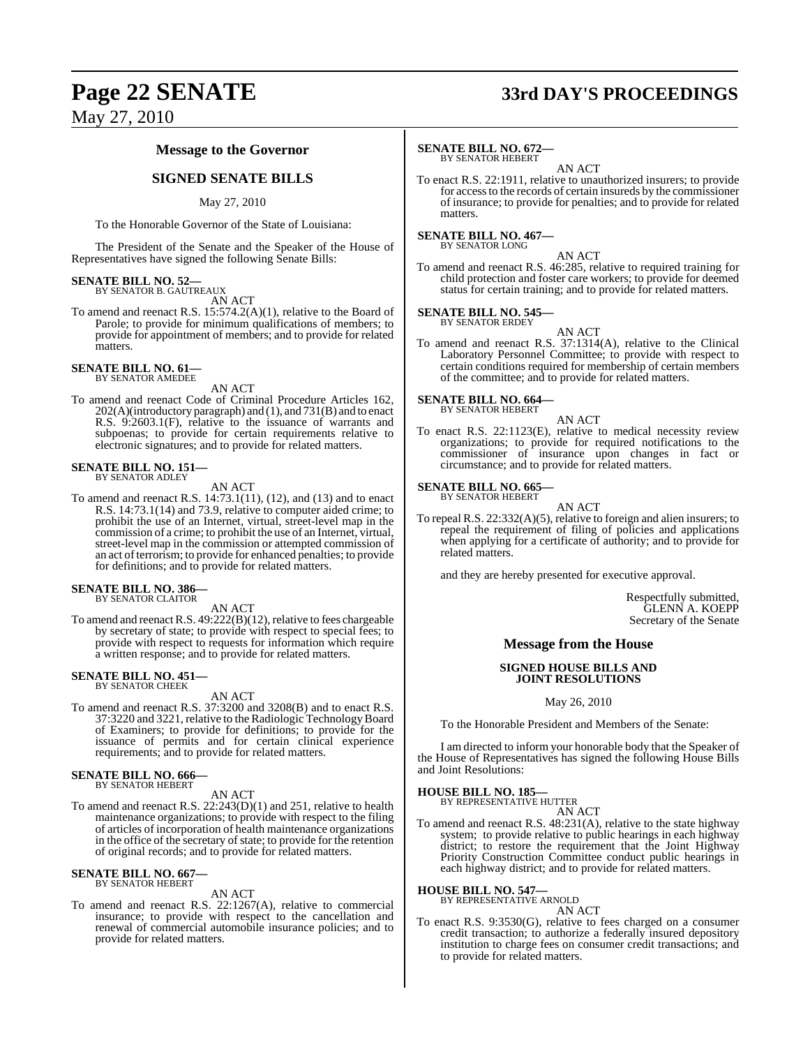May 27, 2010

## Message to the Governor

### SIGNED SENATE BILLS

May 27, 2010

To the Honorable Governor of the State of Louisiana:

The President of the Senate and the Speaker of the House of Representatives have signed the following Senate Bills:

**SENATE BILL NO. 52—**
BY SENATOR B. GAUTREAUX

AN ACT

To amend and reenact R.S. 15:574.2(A)(1), relative to the Board of Parole; to provide for minimum qualifications of members; to provide for appointment of members; and to provide for related matters.

**SENATE BILL NO. 61—**
BY SENATOR AMEDEE

AN ACT

To amend and reenact Code of Criminal Procedure Articles 162, 202(A)(introductory paragraph) and (1), and 731(B) and to enact R.S. 9:2603.1(F), relative to the issuance of warrants and subpoenas; to provide for certain requirements relative to electronic signatures; and to provide for related matters.

**SENATE BILL NO. 151—**
BY SENATOR ADLEY

AN ACT

To amend and reenact R.S. 14:73.1(11), (12), and (13) and to enact R.S. 14:73.1(14) and 73.9, relative to computer aided crime; to prohibit the use of an Internet, virtual, street-level map in the commission of a crime; to prohibit the use of an Internet, virtual, street-level map in the commission or attempted commission of an act of terrorism; to provide for enhanced penalties; to provide for definitions; and to provide for related matters.

**SENATE BILL NO. 386—**
BY SENATOR CLAITOR

AN ACT

To amend and reenact R.S. 49:222(B)(12), relative to fees chargeable by secretary of state; to provide with respect to special fees; to provide with respect to requests for information which require a written response; and to provide for related matters.

**SENATE BILL NO. 451—**
BY SENATOR CHEEK

AN ACT

To amend and reenact R.S. 37:3200 and 3208(B) and to enact R.S. 37:3220 and 3221, relative to the Radiologic Technology Board of Examiners; to provide for definitions; to provide for the issuance of permits and for certain clinical experience requirements; and to provide for related matters.

**SENATE BILL NO. 666—**
BY SENATOR HEBERT

AN ACT

To amend and reenact R.S. 22:243(D)(1) and 251, relative to health maintenance organizations; to provide with respect to the filing of articles of incorporation of health maintenance organizations in the office of the secretary of state; to provide for the retention of original records; and to provide for related matters.

**SENATE BILL NO. 667—**
BY SENATOR HEBERT

AN ACT

To amend and reenact R.S. 22:1267(A), relative to commercial insurance; to provide with respect to the cancellation and renewal of commercial automobile insurance policies; and to provide for related matters.

**SENATE BILL NO. 672—**
BY SENATOR HEBERT

AN ACT

To enact R.S. 22:1911, relative to unauthorized insurers; to provide for access to the records of certain insureds by the commissioner of insurance; to provide for penalties; and to provide for related matters.

**SENATE BILL NO. 467—**
BY SENATOR LONG

AN ACT

To amend and reenact R.S. 46:285, relative to required training for child protection and foster care workers; to provide for deemed status for certain training; and to provide for related matters.

**SENATE BILL NO. 545—**
BY SENATOR ERDEY

AN ACT

To amend and reenact R.S. 37:1314(A), relative to the Clinical Laboratory Personnel Committee; to provide with respect to certain conditions required for membership of certain members of the committee; and to provide for related matters.

**SENATE BILL NO. 664—**
BY SENATOR HEBERT

AN ACT

To enact R.S. 22:1123(E), relative to medical necessity review organizations; to provide for required notifications to the commissioner of insurance upon changes in fact or circumstance; and to provide for related matters.

**SENATE BILL NO. 665—**
BY SENATOR HEBERT

AN ACT

To repeal R.S. 22:332(A)(5), relative to foreign and alien insurers; to repeal the requirement of filing of policies and applications when applying for a certificate of authority; and to provide for related matters.

and they are hereby presented for executive approval.

Respectfully submitted,
GLENN A. KOEPP
Secretary of the Senate

## Message from the House

### SIGNED HOUSE BILLS AND JOINT RESOLUTIONS

May 26, 2010

To the Honorable President and Members of the Senate:

I am directed to inform your honorable body that the Speaker of the House of Representatives has signed the following House Bills and Joint Resolutions:

**HOUSE BILL NO. 185—**
BY REPRESENTATIVE HUTTER

AN ACT

To amend and reenact R.S. 48:231(A), relative to the state highway system; to provide relative to public hearings in each highway district; to restore the requirement that the Joint Highway Priority Construction Committee conduct public hearings in each highway district; and to provide for related matters.

**HOUSE BILL NO. 547—**
BY REPRESENTATIVE ARNOLD

AN ACT

To enact R.S. 9:3530(G), relative to fees charged on a consumer credit transaction; to authorize a federally insured depository institution to charge fees on consumer credit transactions; and to provide for related matters.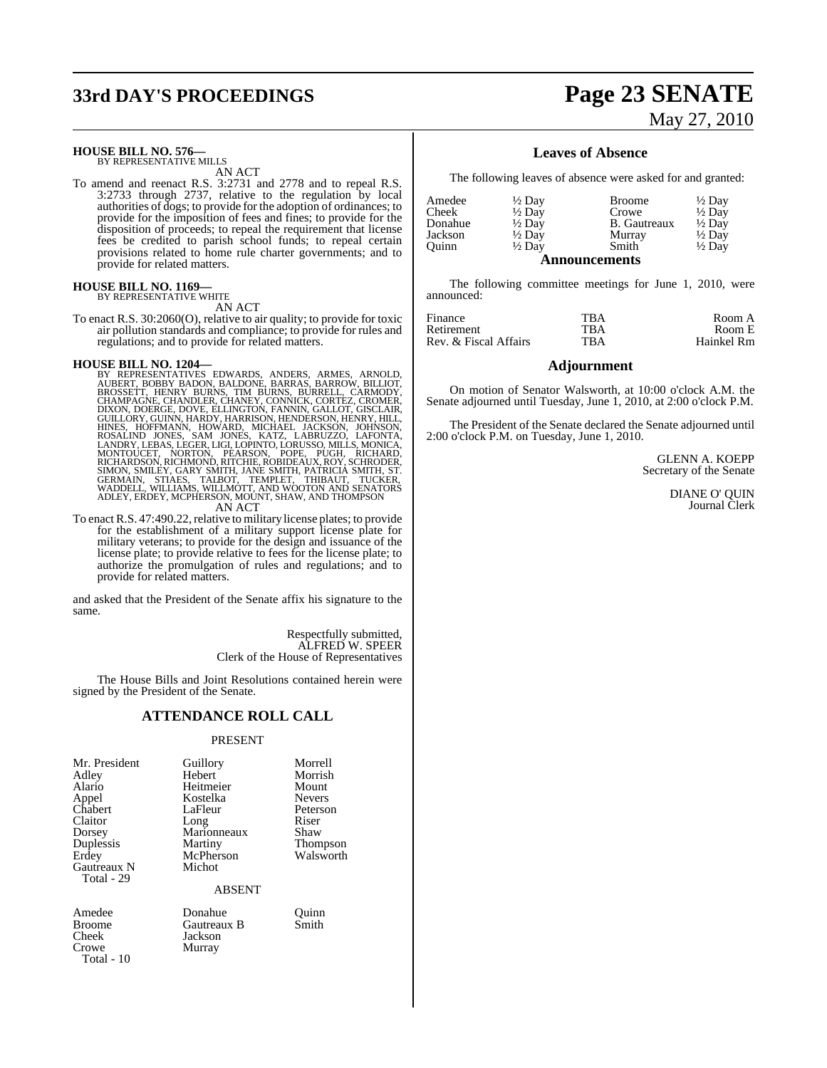**HOUSE BILL NO. 576—**
BY REPRESENTATIVE MILLS

AN ACT

To amend and reenact R.S. 3:2731 and 2778 and to repeal R.S. 3:2733 through 2737, relative to the regulation by local authorities of dogs; to provide for the adoption of ordinances; to provide for the imposition of fees and fines; to provide for the disposition of proceeds; to repeal the requirement that license fees be credited to parish school funds; to repeal certain provisions related to home rule charter governments; and to provide for related matters.

**HOUSE BILL NO. 1169—**
BY REPRESENTATIVE WHITE

AN ACT

To enact R.S. 30:2060(O), relative to air quality; to provide for toxic air pollution standards and compliance; to provide for rules and regulations; and to provide for related matters.

**HOUSE BILL NO. 1204—**
BY REPRESENTATIVES EDWARDS, ANDERS, ARMES, ARNOLD, AUBERT, BOBBY BADON, BALDONE, BARRAS, BARROW, BILLIOT, BROSSETT, HENRY BURNS, TIM BURNS, BURRELL, CARMODY, CHAMPAGNE, CHANDLER, CHANEY, CONNICK, CORTEZ, CROMER, DIXON, DOERGE, DOVE, ELLINGTON, FANNIN, GALLOT, GISCLAIR, GUILLORY, GUINN, HARDY, HARRISON, HENDERSON, HENRY, HILL, HINES, HOFFMANN, HOWARD, MICHAEL JACKSON, JOHNSON, ROSALIND JONES, SAM JONES, KATZ, LABRUZZO, LAFONTA, LANDRY, LEBAS, LEGER, LIGI, LOPINTO, LORUSSO, MILLS, MONICA, MONTOUCET, NORTON, PEARSON, POPE, PUGH, RICHARD, RICHARDSON, RICHMOND, RITCHIE, ROBIDEAUX, ROY, SCHRODER, SIMON, SMILEY, GARY SMITH, JANE SMITH, PATRICIA SMITH, ST. GERMAIN, STIAES, TALBOT, TEMPLET, THIBAUT, TUCKER, WADDELL, WILLIAMS, WILLMOTT, AND WOOTON AND SENATORS ADLEY, ERDEY, MCPHERSON, MOUNT, SHAW, AND THOMPSON

AN ACT

To enact R.S. 47:490.22, relative to military license plates; to provide for the establishment of a military support license plate for military veterans; to provide for the design and issuance of the license plate; to provide relative to fees for the license plate; to authorize the promulgation of rules and regulations; and to provide for related matters.

and asked that the President of the Senate affix his signature to the same.

Respectfully submitted,
ALFRED W. SPEER
Clerk of the House of Representatives

The House Bills and Joint Resolutions contained herein were signed by the President of the Senate.

## ATTENDANCE ROLL CALL

PRESENT

| | | |
|---|---|---|
| Mr. President | Guillory | Morrell |
| Adley | Hebert | Morrish |
| Alario | Heitmeier | Mount |
| Appel | Kostelka | Nevers |
| Chabert | LaFleur | Peterson |
| Claitor | Long | Riser |
| Dorsey | Marionneaux | Shaw |
| Duplessis | Martiny | Thompson |
| Erdey | McPherson | Walsworth |
| Gautreaux N | Michot | |
| Total - 29 | | |

ABSENT

| | | |
|---|---|---|
| Amedee | Donahue | Quinn |
| Broome | Gautreaux B | Smith |
| Cheek | Jackson | |
| Crowe | Murray | |
| Total - 10 | | |

## Leaves of Absence

The following leaves of absence were asked for and granted:

| | | | |
|---|---|---|---|
| Amedee | ½ Day | Broome | ½ Day |
| Cheek | ½ Day | Crowe | ½ Day |
| Donahue | ½ Day | B. Gautreaux | ½ Day |
| Jackson | ½ Day | Murray | ½ Day |
| Quinn | ½ Day | Smith | ½ Day |

## Announcements

The following committee meetings for June 1, 2010, were announced:

| | | |
|---|---|---|
| Finance | TBA | Room A |
| Retirement | TBA | Room E |
| Rev. & Fiscal Affairs | TBA | Hainkel Rm |

## Adjournment

On motion of Senator Walsworth, at 10:00 o'clock A.M. the Senate adjourned until Tuesday, June 1, 2010, at 2:00 o'clock P.M.

The President of the Senate declared the Senate adjourned until 2:00 o'clock P.M. on Tuesday, June 1, 2010.

GLENN A. KOEPP
Secretary of the Senate

DIANE O' QUIN
Journal Clerk